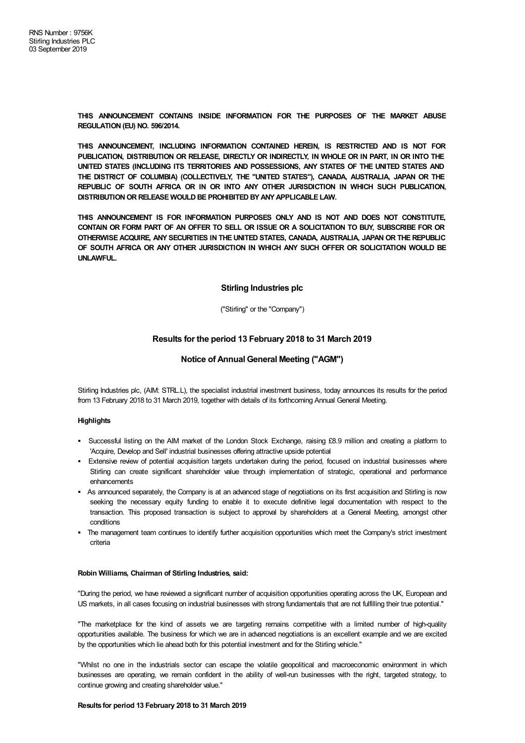RNS Number : 9756K
Stirling Industries PLC
03 September 2019

**THIS ANNOUNCEMENT CONTAINS INSIDE INFORMATION FOR THE PURPOSES OF THE MARKET ABUSE REGULATION (EU) NO. 596/2014.**

**THIS ANNOUNCEMENT, INCLUDING INFORMATION CONTAINED HEREIN, IS RESTRICTED AND IS NOT FOR PUBLICATION, DISTRIBUTION OR RELEASE, DIRECTLY OR INDIRECTLY, IN WHOLE OR IN PART, IN OR INTO THE UNITED STATES (INCLUDING ITS TERRITORIES AND POSSESSIONS, ANY STATES OF THE UNITED STATES AND THE DISTRICT OF COLUMBIA) (COLLECTIVELY, THE "UNITED STATES"), CANADA, AUSTRALIA, JAPAN OR THE REPUBLIC OF SOUTH AFRICA OR IN OR INTO ANY OTHER JURISDICTION IN WHICH SUCH PUBLICATION, DISTRIBUTION OR RELEASE WOULD BE PROHIBITED BY ANY APPLICABLE LAW.**

**THIS ANNOUNCEMENT IS FOR INFORMATION PURPOSES ONLY AND IS NOT AND DOES NOT CONSTITUTE, CONTAIN OR FORM PART OF AN OFFER TO SELL OR ISSUE OR A SOLICITATION TO BUY, SUBSCRIBE FOR OR OTHERWISE ACQUIRE, ANY SECURITIES IN THE UNITED STATES, CANADA, AUSTRALIA, JAPAN OR THE REPUBLIC OF SOUTH AFRICA OR ANY OTHER JURISDICTION IN WHICH ANY SUCH OFFER OR SOLICITATION WOULD BE UNLAWFUL.**

## Stirling Industries plc

("Stirling" or the "Company")

## Results for the period 13 February 2018 to 31 March 2019

## Notice of Annual General Meeting ("AGM")

Stirling Industries plc, (AIM: STRL.L), the specialist industrial investment business, today announces its results for the period from 13 February 2018 to 31 March 2019, together with details of its forthcoming Annual General Meeting.

**Highlights**

- Successful listing on the AIM market of the London Stock Exchange, raising £8.9 million and creating a platform to 'Acquire, Develop and Sell' industrial businesses offering attractive upside potential
- Extensive review of potential acquisition targets undertaken during the period, focused on industrial businesses where Stirling can create significant shareholder value through implementation of strategic, operational and performance enhancements
- As announced separately, the Company is at an advanced stage of negotiations on its first acquisition and Stirling is now seeking the necessary equity funding to enable it to execute definitive legal documentation with respect to the transaction. This proposed transaction is subject to approval by shareholders at a General Meeting, amongst other conditions
- The management team continues to identify further acquisition opportunities which meet the Company's strict investment criteria

**Robin Williams, Chairman of Stirling Industries, said:**

"During the period, we have reviewed a significant number of acquisition opportunities operating across the UK, European and US markets, in all cases focusing on industrial businesses with strong fundamentals that are not fulfilling their true potential."

"The marketplace for the kind of assets we are targeting remains competitive with a limited number of high-quality opportunities available. The business for which we are in advanced negotiations is an excellent example and we are excited by the opportunities which lie ahead both for this potential investment and for the Stirling vehicle."

"Whilst no one in the industrials sector can escape the volatile geopolitical and macroeconomic environment in which businesses are operating, we remain confident in the ability of well-run businesses with the right, targeted strategy, to continue growing and creating shareholder value."

**Results for period 13 February 2018 to 31 March 2019**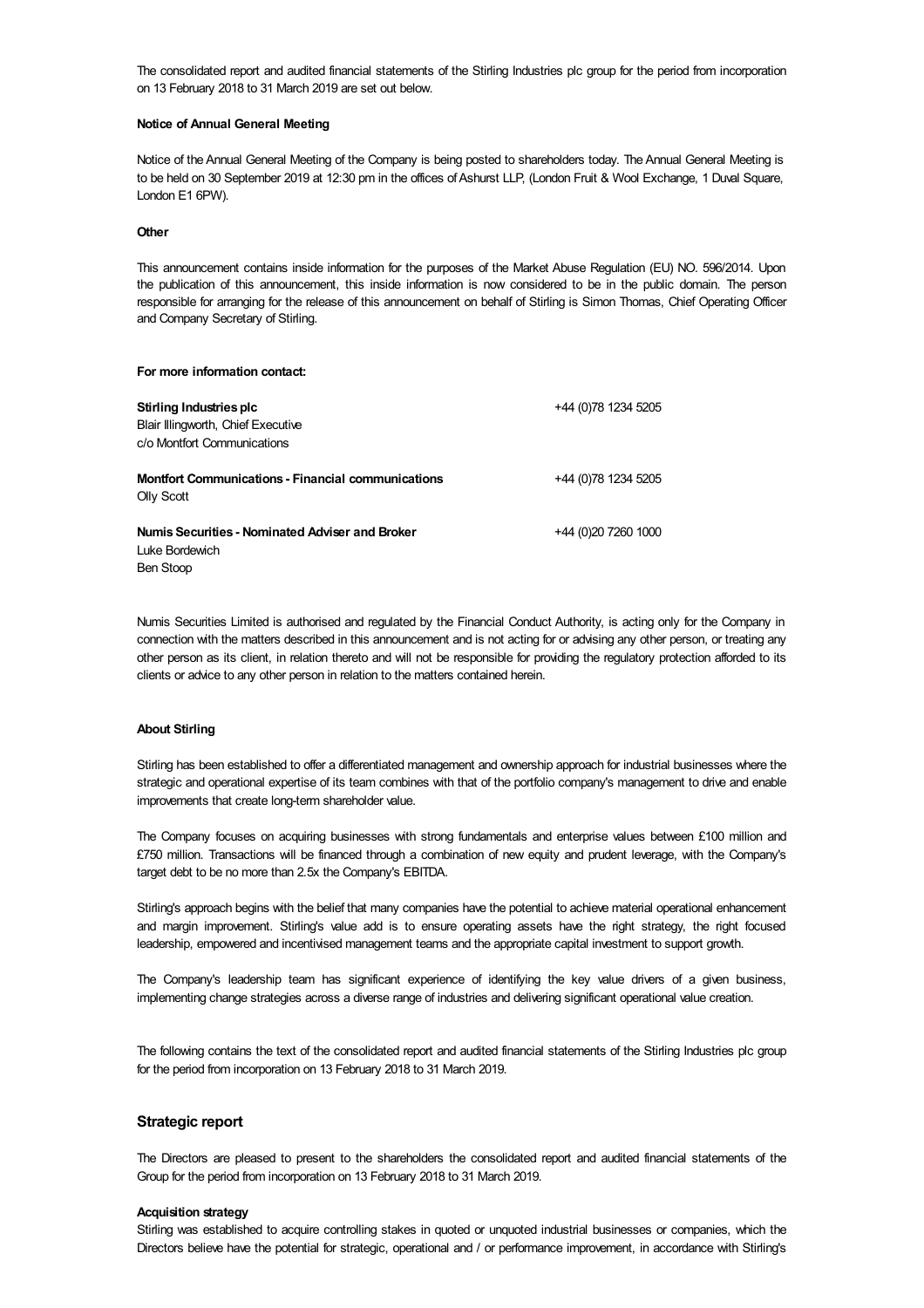The consolidated report and audited financial statements of the Stirling Industries plc group for the period from incorporation on 13 February 2018 to 31 March 2019 are set out below.

**Notice of Annual General Meeting**

Notice of the Annual General Meeting of the Company is being posted to shareholders today. The Annual General Meeting is to be held on 30 September 2019 at 12:30 pm in the offices of Ashurst LLP, (London Fruit & Wool Exchange, 1 Duval Square, London E1 6PW).

**Other**

This announcement contains inside information for the purposes of the Market Abuse Regulation (EU) NO. 596/2014. Upon the publication of this announcement, this inside information is now considered to be in the public domain. The person responsible for arranging for the release of this announcement on behalf of Stirling is Simon Thomas, Chief Operating Officer and Company Secretary of Stirling.

**For more information contact:**

| | |
|---|---|
| **Stirling Industries plc**<br>Blair Illingworth, Chief Executive<br>c/o Montfort Communications | +44 (0)78 1234 5205 |
| **Montfort Communications - Financial communications**<br>Olly Scott | +44 (0)78 1234 5205 |
| **Numis Securities - Nominated Adviser and Broker**<br>Luke Bordewich<br>Ben Stoop | +44 (0)20 7260 1000 |

Numis Securities Limited is authorised and regulated by the Financial Conduct Authority, is acting only for the Company in connection with the matters described in this announcement and is not acting for or advising any other person, or treating any other person as its client, in relation thereto and will not be responsible for providing the regulatory protection afforded to its clients or advice to any other person in relation to the matters contained herein.

**About Stirling**

Stirling has been established to offer a differentiated management and ownership approach for industrial businesses where the strategic and operational expertise of its team combines with that of the portfolio company's management to drive and enable improvements that create long-term shareholder value.

The Company focuses on acquiring businesses with strong fundamentals and enterprise values between £100 million and £750 million. Transactions will be financed through a combination of new equity and prudent leverage, with the Company's target debt to be no more than 2.5x the Company's EBITDA.

Stirling's approach begins with the belief that many companies have the potential to achieve material operational enhancement and margin improvement. Stirling's value add is to ensure operating assets have the right strategy, the right focused leadership, empowered and incentivised management teams and the appropriate capital investment to support growth.

The Company's leadership team has significant experience of identifying the key value drivers of a given business, implementing change strategies across a diverse range of industries and delivering significant operational value creation.

The following contains the text of the consolidated report and audited financial statements of the Stirling Industries plc group for the period from incorporation on 13 February 2018 to 31 March 2019.

## Strategic report

The Directors are pleased to present to the shareholders the consolidated report and audited financial statements of the Group for the period from incorporation on 13 February 2018 to 31 March 2019.

**Acquisition strategy**

Stirling was established to acquire controlling stakes in quoted or unquoted industrial businesses or companies, which the Directors believe have the potential for strategic, operational and / or performance improvement, in accordance with Stirling's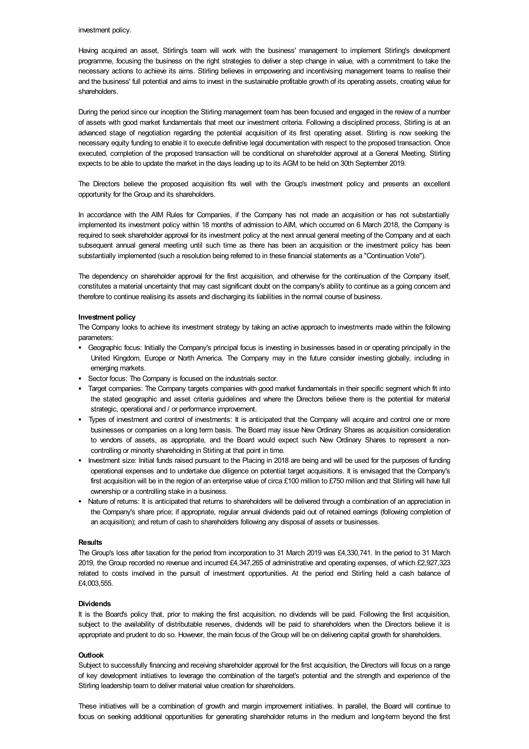investment policy.

Having acquired an asset, Stirling's team will work with the business' management to implement Stirling's development programme, focusing the business on the right strategies to deliver a step change in value, with a commitment to take the necessary actions to achieve its aims. Stirling believes in empowering and incentivising management teams to realise their and the business' full potential and aims to invest in the sustainable profitable growth of its operating assets, creating value for shareholders.

During the period since our inception the Stirling management team has been focused and engaged in the review of a number of assets with good market fundamentals that meet our investment criteria. Following a disciplined process, Stirling is at an advanced stage of negotiation regarding the potential acquisition of its first operating asset. Stirling is now seeking the necessary equity funding to enable it to execute definitive legal documentation with respect to the proposed transaction. Once executed, completion of the proposed transaction will be conditional on shareholder approval at a General Meeting. Stirling expects to be able to update the market in the days leading up to its AGM to be held on 30th September 2019.

The Directors believe the proposed acquisition fits well with the Group's investment policy and presents an excellent opportunity for the Group and its shareholders.

In accordance with the AIM Rules for Companies, if the Company has not made an acquisition or has not substantially implemented its investment policy within 18 months of admission to AIM, which occurred on 6 March 2018, the Company is required to seek shareholder approval for its investment policy at the next annual general meeting of the Company and at each subsequent annual general meeting until such time as there has been an acquisition or the investment policy has been substantially implemented (such a resolution being referred to in these financial statements as a "Continuation Vote").

The dependency on shareholder approval for the first acquisition, and otherwise for the continuation of the Company itself, constitutes a material uncertainty that may cast significant doubt on the company's ability to continue as a going concern and therefore to continue realising its assets and discharging its liabilities in the normal course of business.

**Investment policy**

The Company looks to achieve its investment strategy by taking an active approach to investments made within the following parameters:

- Geographic focus: Initially the Company's principal focus is investing in businesses based in or operating principally in the United Kingdom, Europe or North America. The Company may in the future consider investing globally, including in emerging markets.
- Sector focus: The Company is focused on the industrials sector.
- Target companies: The Company targets companies with good market fundamentals in their specific segment which fit into the stated geographic and asset criteria guidelines and where the Directors believe there is the potential for material strategic, operational and / or performance improvement.
- Types of investment and control of investments: It is anticipated that the Company will acquire and control one or more businesses or companies on a long term basis. The Board may issue New Ordinary Shares as acquisition consideration to vendors of assets, as appropriate, and the Board would expect such New Ordinary Shares to represent a non-controlling or minority shareholding in Stirling at that point in time.
- Investment size: Initial funds raised pursuant to the Placing in 2018 are being and will be used for the purposes of funding operational expenses and to undertake due diligence on potential target acquisitions. It is envisaged that the Company's first acquisition will be in the region of an enterprise value of circa £100 million to £750 million and that Stirling will have full ownership or a controlling stake in a business.
- Nature of returns: It is anticipated that returns to shareholders will be delivered through a combination of an appreciation in the Company's share price; if appropriate, regular annual dividends paid out of retained earnings (following completion of an acquisition); and return of cash to shareholders following any disposal of assets or businesses.

**Results**

The Group's loss after taxation for the period from incorporation to 31 March 2019 was £4,330,741. In the period to 31 March 2019, the Group recorded no revenue and incurred £4,347,265 of administrative and operating expenses, of which £2,927,323 related to costs involved in the pursuit of investment opportunities. At the period end Stirling held a cash balance of £4,003,555.

**Dividends**

It is the Board's policy that, prior to making the first acquisition, no dividends will be paid. Following the first acquisition, subject to the availability of distributable reserves, dividends will be paid to shareholders when the Directors believe it is appropriate and prudent to do so. However, the main focus of the Group will be on delivering capital growth for shareholders.

**Outlook**

Subject to successfully financing and receiving shareholder approval for the first acquisition, the Directors will focus on a range of key development initiatives to leverage the combination of the target's potential and the strength and experience of the Stirling leadership team to deliver material value creation for shareholders.

These initiatives will be a combination of growth and margin improvement initiatives. In parallel, the Board will continue to focus on seeking additional opportunities for generating shareholder returns in the medium and long-term beyond the first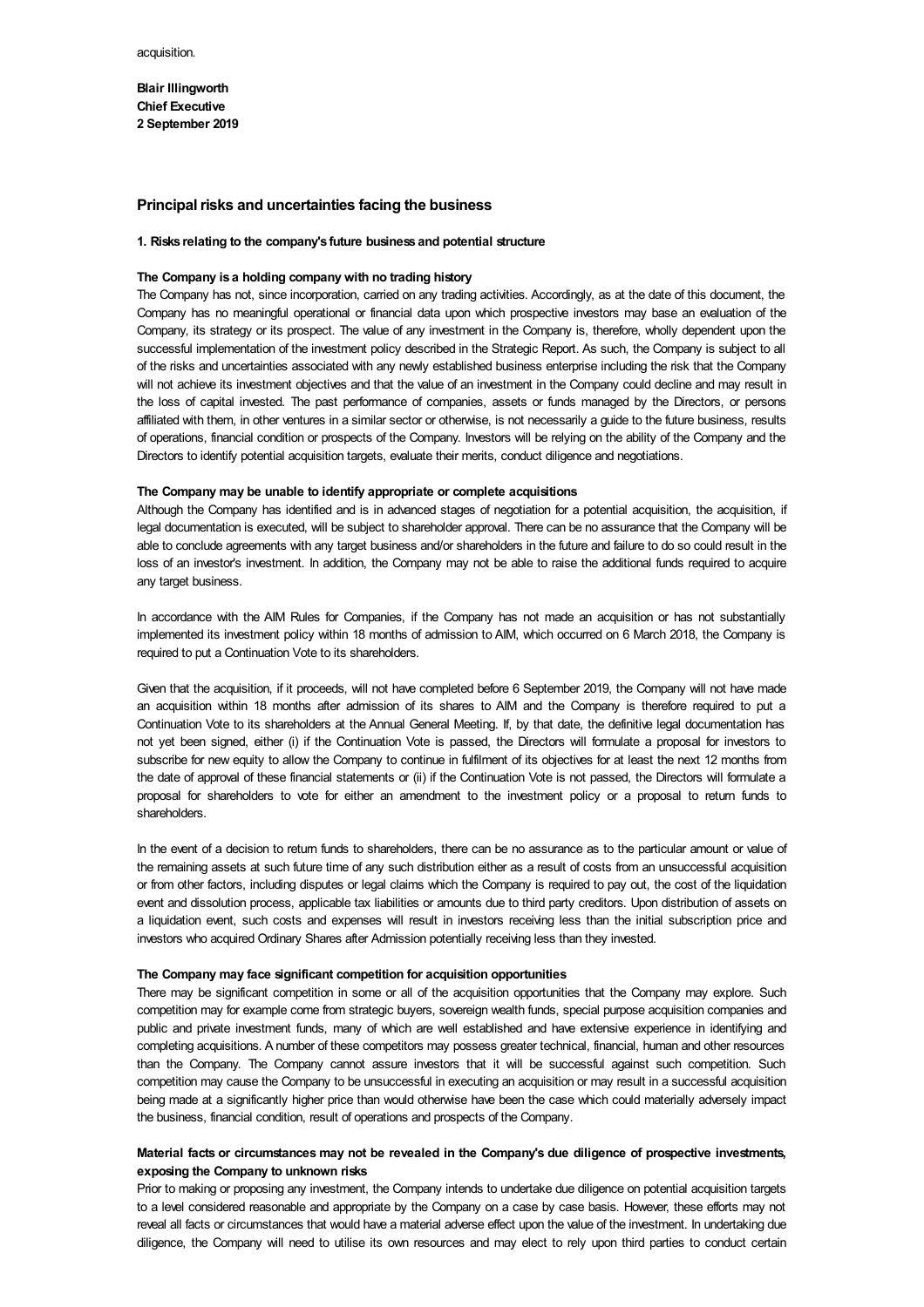acquisition.

**Blair Illingworth**
**Chief Executive**
**2 September 2019**

## Principal risks and uncertainties facing the business

### 1. Risks relating to the company's future business and potential structure

**The Company is a holding company with no trading history**

The Company has not, since incorporation, carried on any trading activities. Accordingly, as at the date of this document, the Company has no meaningful operational or financial data upon which prospective investors may base an evaluation of the Company, its strategy or its prospect. The value of any investment in the Company is, therefore, wholly dependent upon the successful implementation of the investment policy described in the Strategic Report. As such, the Company is subject to all of the risks and uncertainties associated with any newly established business enterprise including the risk that the Company will not achieve its investment objectives and that the value of an investment in the Company could decline and may result in the loss of capital invested. The past performance of companies, assets or funds managed by the Directors, or persons affiliated with them, in other ventures in a similar sector or otherwise, is not necessarily a guide to the future business, results of operations, financial condition or prospects of the Company. Investors will be relying on the ability of the Company and the Directors to identify potential acquisition targets, evaluate their merits, conduct diligence and negotiations.

**The Company may be unable to identify appropriate or complete acquisitions**

Although the Company has identified and is in advanced stages of negotiation for a potential acquisition, the acquisition, if legal documentation is executed, will be subject to shareholder approval. There can be no assurance that the Company will be able to conclude agreements with any target business and/or shareholders in the future and failure to do so could result in the loss of an investor's investment. In addition, the Company may not be able to raise the additional funds required to acquire any target business.

In accordance with the AIM Rules for Companies, if the Company has not made an acquisition or has not substantially implemented its investment policy within 18 months of admission to AIM, which occurred on 6 March 2018, the Company is required to put a Continuation Vote to its shareholders.

Given that the acquisition, if it proceeds, will not have completed before 6 September 2019, the Company will not have made an acquisition within 18 months after admission of its shares to AIM and the Company is therefore required to put a Continuation Vote to its shareholders at the Annual General Meeting. If, by that date, the definitive legal documentation has not yet been signed, either (i) if the Continuation Vote is passed, the Directors will formulate a proposal for investors to subscribe for new equity to allow the Company to continue in fulfilment of its objectives for at least the next 12 months from the date of approval of these financial statements or (ii) if the Continuation Vote is not passed, the Directors will formulate a proposal for shareholders to vote for either an amendment to the investment policy or a proposal to return funds to shareholders.

In the event of a decision to return funds to shareholders, there can be no assurance as to the particular amount or value of the remaining assets at such future time of any such distribution either as a result of costs from an unsuccessful acquisition or from other factors, including disputes or legal claims which the Company is required to pay out, the cost of the liquidation event and dissolution process, applicable tax liabilities or amounts due to third party creditors. Upon distribution of assets on a liquidation event, such costs and expenses will result in investors receiving less than the initial subscription price and investors who acquired Ordinary Shares after Admission potentially receiving less than they invested.

**The Company may face significant competition for acquisition opportunities**

There may be significant competition in some or all of the acquisition opportunities that the Company may explore. Such competition may for example come from strategic buyers, sovereign wealth funds, special purpose acquisition companies and public and private investment funds, many of which are well established and have extensive experience in identifying and completing acquisitions. A number of these competitors may possess greater technical, financial, human and other resources than the Company. The Company cannot assure investors that it will be successful against such competition. Such competition may cause the Company to be unsuccessful in executing an acquisition or may result in a successful acquisition being made at a significantly higher price than would otherwise have been the case which could materially adversely impact the business, financial condition, result of operations and prospects of the Company.

**Material facts or circumstances may not be revealed in the Company's due diligence of prospective investments, exposing the Company to unknown risks**

Prior to making or proposing any investment, the Company intends to undertake due diligence on potential acquisition targets to a level considered reasonable and appropriate by the Company on a case by case basis. However, these efforts may not reveal all facts or circumstances that would have a material adverse effect upon the value of the investment. In undertaking due diligence, the Company will need to utilise its own resources and may elect to rely upon third parties to conduct certain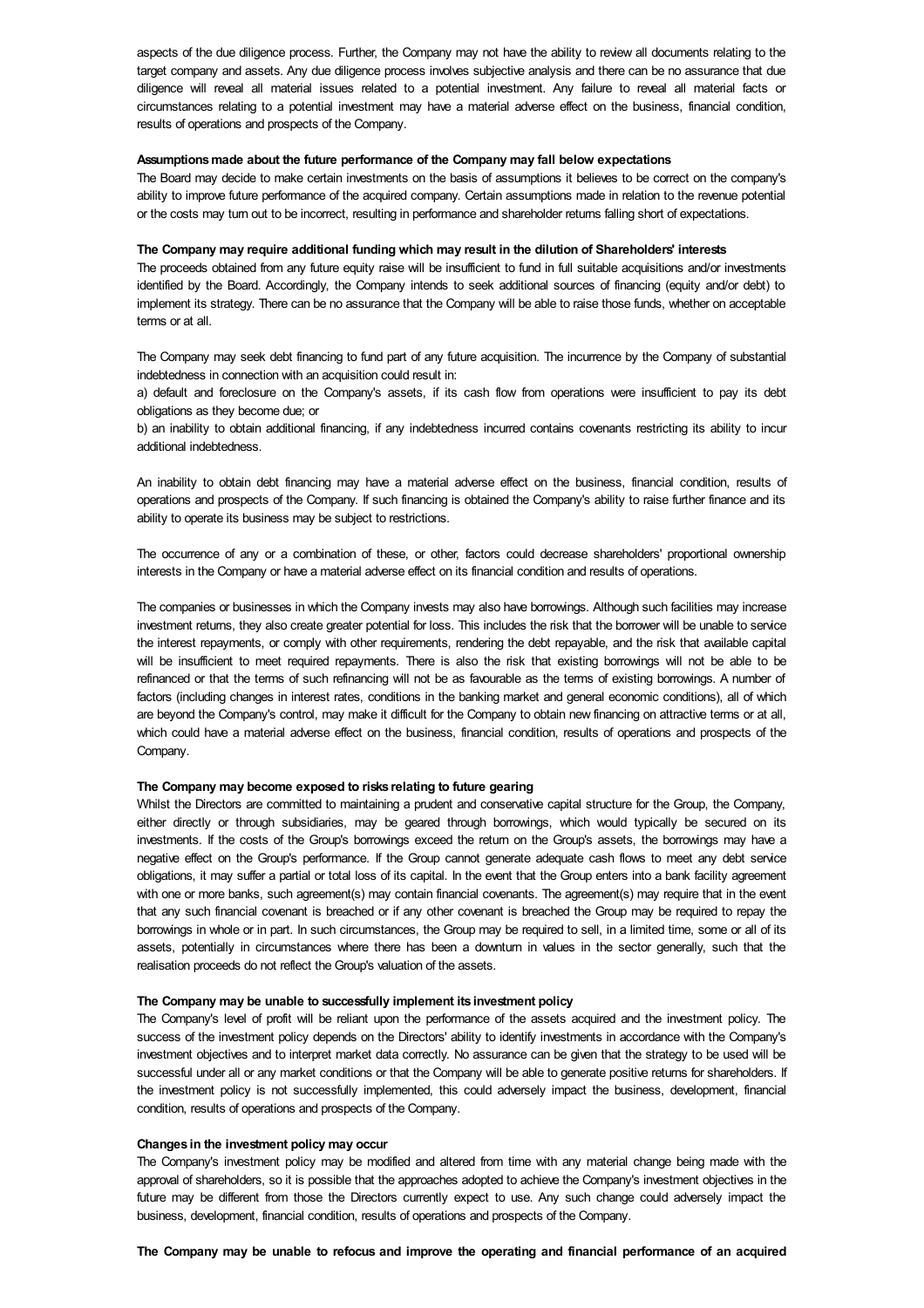aspects of the due diligence process. Further, the Company may not have the ability to review all documents relating to the target company and assets. Any due diligence process involves subjective analysis and there can be no assurance that due diligence will reveal all material issues related to a potential investment. Any failure to reveal all material facts or circumstances relating to a potential investment may have a material adverse effect on the business, financial condition, results of operations and prospects of the Company.

**Assumptions made about the future performance of the Company may fall below expectations**

The Board may decide to make certain investments on the basis of assumptions it believes to be correct on the company's ability to improve future performance of the acquired company. Certain assumptions made in relation to the revenue potential or the costs may turn out to be incorrect, resulting in performance and shareholder returns falling short of expectations.

**The Company may require additional funding which may result in the dilution of Shareholders' interests**

The proceeds obtained from any future equity raise will be insufficient to fund in full suitable acquisitions and/or investments identified by the Board. Accordingly, the Company intends to seek additional sources of financing (equity and/or debt) to implement its strategy. There can be no assurance that the Company will be able to raise those funds, whether on acceptable terms or at all.

The Company may seek debt financing to fund part of any future acquisition. The incurrence by the Company of substantial indebtedness in connection with an acquisition could result in:

a) default and foreclosure on the Company's assets, if its cash flow from operations were insufficient to pay its debt obligations as they become due; or

b) an inability to obtain additional financing, if any indebtedness incurred contains covenants restricting its ability to incur additional indebtedness.

An inability to obtain debt financing may have a material adverse effect on the business, financial condition, results of operations and prospects of the Company. If such financing is obtained the Company's ability to raise further finance and its ability to operate its business may be subject to restrictions.

The occurrence of any or a combination of these, or other, factors could decrease shareholders' proportional ownership interests in the Company or have a material adverse effect on its financial condition and results of operations.

The companies or businesses in which the Company invests may also have borrowings. Although such facilities may increase investment returns, they also create greater potential for loss. This includes the risk that the borrower will be unable to service the interest repayments, or comply with other requirements, rendering the debt repayable, and the risk that available capital will be insufficient to meet required repayments. There is also the risk that existing borrowings will not be able to be refinanced or that the terms of such refinancing will not be as favourable as the terms of existing borrowings. A number of factors (including changes in interest rates, conditions in the banking market and general economic conditions), all of which are beyond the Company's control, may make it difficult for the Company to obtain new financing on attractive terms or at all, which could have a material adverse effect on the business, financial condition, results of operations and prospects of the Company.

**The Company may become exposed to risks relating to future gearing**

Whilst the Directors are committed to maintaining a prudent and conservative capital structure for the Group, the Company, either directly or through subsidiaries, may be geared through borrowings, which would typically be secured on its investments. If the costs of the Group's borrowings exceed the return on the Group's assets, the borrowings may have a negative effect on the Group's performance. If the Group cannot generate adequate cash flows to meet any debt service obligations, it may suffer a partial or total loss of its capital. In the event that the Group enters into a bank facility agreement with one or more banks, such agreement(s) may contain financial covenants. The agreement(s) may require that in the event that any such financial covenant is breached or if any other covenant is breached the Group may be required to repay the borrowings in whole or in part. In such circumstances, the Group may be required to sell, in a limited time, some or all of its assets, potentially in circumstances where there has been a downturn in values in the sector generally, such that the realisation proceeds do not reflect the Group's valuation of the assets.

**The Company may be unable to successfully implement its investment policy**

The Company's level of profit will be reliant upon the performance of the assets acquired and the investment policy. The success of the investment policy depends on the Directors' ability to identify investments in accordance with the Company's investment objectives and to interpret market data correctly. No assurance can be given that the strategy to be used will be successful under all or any market conditions or that the Company will be able to generate positive returns for shareholders. If the investment policy is not successfully implemented, this could adversely impact the business, development, financial condition, results of operations and prospects of the Company.

**Changes in the investment policy may occur**

The Company's investment policy may be modified and altered from time with any material change being made with the approval of shareholders, so it is possible that the approaches adopted to achieve the Company's investment objectives in the future may be different from those the Directors currently expect to use. Any such change could adversely impact the business, development, financial condition, results of operations and prospects of the Company.

**The Company may be unable to refocus and improve the operating and financial performance of an acquired**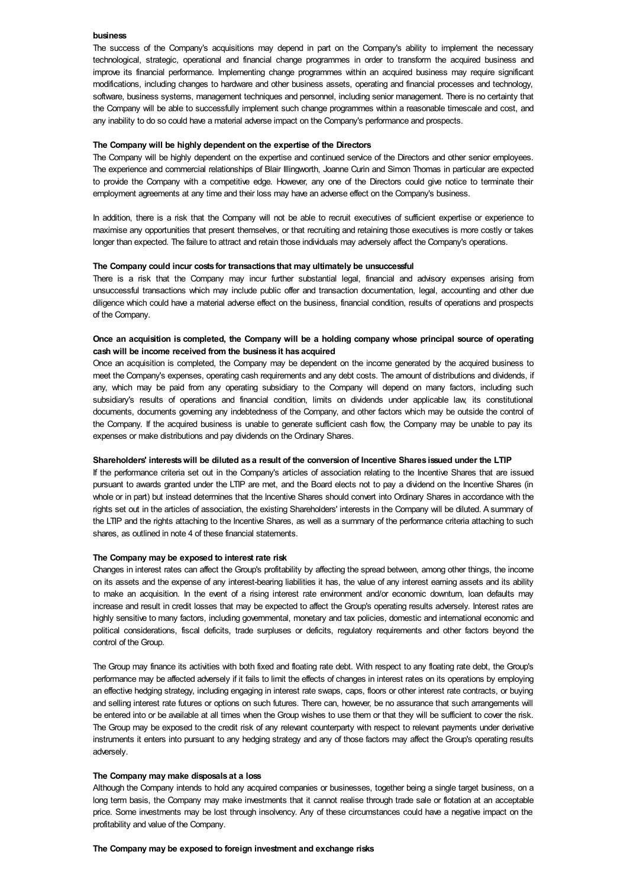**business**

The success of the Company's acquisitions may depend in part on the Company's ability to implement the necessary technological, strategic, operational and financial change programmes in order to transform the acquired business and improve its financial performance. Implementing change programmes within an acquired business may require significant modifications, including changes to hardware and other business assets, operating and financial processes and technology, software, business systems, management techniques and personnel, including senior management. There is no certainty that the Company will be able to successfully implement such change programmes within a reasonable timescale and cost, and any inability to do so could have a material adverse impact on the Company's performance and prospects.

**The Company will be highly dependent on the expertise of the Directors**

The Company will be highly dependent on the expertise and continued service of the Directors and other senior employees. The experience and commercial relationships of Blair Illingworth, Joanne Curin and Simon Thomas in particular are expected to provide the Company with a competitive edge. However, any one of the Directors could give notice to terminate their employment agreements at any time and their loss may have an adverse effect on the Company's business.

In addition, there is a risk that the Company will not be able to recruit executives of sufficient expertise or experience to maximise any opportunities that present themselves, or that recruiting and retaining those executives is more costly or takes longer than expected. The failure to attract and retain those individuals may adversely affect the Company's operations.

**The Company could incur costs for transactions that may ultimately be unsuccessful**

There is a risk that the Company may incur further substantial legal, financial and advisory expenses arising from unsuccessful transactions which may include public offer and transaction documentation, legal, accounting and other due diligence which could have a material adverse effect on the business, financial condition, results of operations and prospects of the Company.

**Once an acquisition is completed, the Company will be a holding company whose principal source of operating cash will be income received from the business it has acquired**

Once an acquisition is completed, the Company may be dependent on the income generated by the acquired business to meet the Company's expenses, operating cash requirements and any debt costs. The amount of distributions and dividends, if any, which may be paid from any operating subsidiary to the Company will depend on many factors, including such subsidiary's results of operations and financial condition, limits on dividends under applicable law, its constitutional documents, documents governing any indebtedness of the Company, and other factors which may be outside the control of the Company. If the acquired business is unable to generate sufficient cash flow, the Company may be unable to pay its expenses or make distributions and pay dividends on the Ordinary Shares.

**Shareholders' interests will be diluted as a result of the conversion of Incentive Shares issued under the LTIP**

If the performance criteria set out in the Company's articles of association relating to the Incentive Shares that are issued pursuant to awards granted under the LTIP are met, and the Board elects not to pay a dividend on the Incentive Shares (in whole or in part) but instead determines that the Incentive Shares should convert into Ordinary Shares in accordance with the rights set out in the articles of association, the existing Shareholders' interests in the Company will be diluted. A summary of the LTIP and the rights attaching to the Incentive Shares, as well as a summary of the performance criteria attaching to such shares, as outlined in note 4 of these financial statements.

**The Company may be exposed to interest rate risk**

Changes in interest rates can affect the Group's profitability by affecting the spread between, among other things, the income on its assets and the expense of any interest-bearing liabilities it has, the value of any interest earning assets and its ability to make an acquisition. In the event of a rising interest rate environment and/or economic downturn, loan defaults may increase and result in credit losses that may be expected to affect the Group's operating results adversely. Interest rates are highly sensitive to many factors, including governmental, monetary and tax policies, domestic and international economic and political considerations, fiscal deficits, trade surpluses or deficits, regulatory requirements and other factors beyond the control of the Group.

The Group may finance its activities with both fixed and floating rate debt. With respect to any floating rate debt, the Group's performance may be affected adversely if it fails to limit the effects of changes in interest rates on its operations by employing an effective hedging strategy, including engaging in interest rate swaps, caps, floors or other interest rate contracts, or buying and selling interest rate futures or options on such futures. There can, however, be no assurance that such arrangements will be entered into or be available at all times when the Group wishes to use them or that they will be sufficient to cover the risk. The Group may be exposed to the credit risk of any relevant counterparty with respect to relevant payments under derivative instruments it enters into pursuant to any hedging strategy and any of those factors may affect the Group's operating results adversely.

**The Company may make disposals at a loss**

Although the Company intends to hold any acquired companies or businesses, together being a single target business, on a long term basis, the Company may make investments that it cannot realise through trade sale or flotation at an acceptable price. Some investments may be lost through insolvency. Any of these circumstances could have a negative impact on the profitability and value of the Company.

**The Company may be exposed to foreign investment and exchange risks**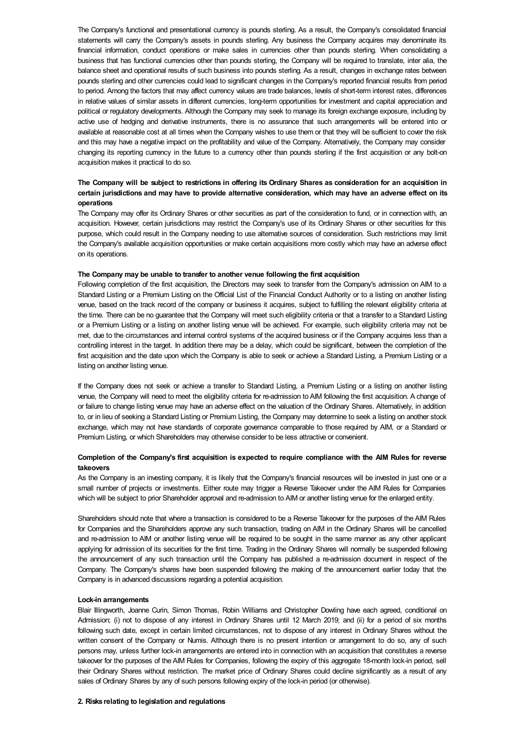The Company's functional and presentational currency is pounds sterling. As a result, the Company's consolidated financial statements will carry the Company's assets in pounds sterling. Any business the Company acquires may denominate its financial information, conduct operations or make sales in currencies other than pounds sterling. When consolidating a business that has functional currencies other than pounds sterling, the Company will be required to translate, inter alia, the balance sheet and operational results of such business into pounds sterling. As a result, changes in exchange rates between pounds sterling and other currencies could lead to significant changes in the Company's reported financial results from period to period. Among the factors that may affect currency values are trade balances, levels of short-term interest rates, differences in relative values of similar assets in different currencies, long-term opportunities for investment and capital appreciation and political or regulatory developments. Although the Company may seek to manage its foreign exchange exposure, including by active use of hedging and derivative instruments, there is no assurance that such arrangements will be entered into or available at reasonable cost at all times when the Company wishes to use them or that they will be sufficient to cover the risk and this may have a negative impact on the profitability and value of the Company. Alternatively, the Company may consider changing its reporting currency in the future to a currency other than pounds sterling if the first acquisition or any bolt-on acquisition makes it practical to do so.

**The Company will be subject to restrictions in offering its Ordinary Shares as consideration for an acquisition in certain jurisdictions and may have to provide alternative consideration, which may have an adverse effect on its operations**

The Company may offer its Ordinary Shares or other securities as part of the consideration to fund, or in connection with, an acquisition. However, certain jurisdictions may restrict the Company's use of its Ordinary Shares or other securities for this purpose, which could result in the Company needing to use alternative sources of consideration. Such restrictions may limit the Company's available acquisition opportunities or make certain acquisitions more costly which may have an adverse effect on its operations.

**The Company may be unable to transfer to another venue following the first acquisition**

Following completion of the first acquisition, the Directors may seek to transfer from the Company's admission on AIM to a Standard Listing or a Premium Listing on the Official List of the Financial Conduct Authority or to a listing on another listing venue, based on the track record of the company or business it acquires, subject to fulfilling the relevant eligibility criteria at the time. There can be no guarantee that the Company will meet such eligibility criteria or that a transfer to a Standard Listing or a Premium Listing or a listing on another listing venue will be achieved. For example, such eligibility criteria may not be met, due to the circumstances and internal control systems of the acquired business or if the Company acquires less than a controlling interest in the target. In addition there may be a delay, which could be significant, between the completion of the first acquisition and the date upon which the Company is able to seek or achieve a Standard Listing, a Premium Listing or a listing on another listing venue.

If the Company does not seek or achieve a transfer to Standard Listing, a Premium Listing or a listing on another listing venue, the Company will need to meet the eligibility criteria for re-admission to AIM following the first acquisition. A change of or failure to change listing venue may have an adverse effect on the valuation of the Ordinary Shares. Alternatively, in addition to, or in lieu of seeking a Standard Listing or Premium Listing, the Company may determine to seek a listing on another stock exchange, which may not have standards of corporate governance comparable to those required by AIM, or a Standard or Premium Listing, or which Shareholders may otherwise consider to be less attractive or convenient.

**Completion of the Company's first acquisition is expected to require compliance with the AIM Rules for reverse takeovers**

As the Company is an investing company, it is likely that the Company's financial resources will be invested in just one or a small number of projects or investments. Either route may trigger a Reverse Takeover under the AIM Rules for Companies which will be subject to prior Shareholder approval and re-admission to AIM or another listing venue for the enlarged entity.

Shareholders should note that where a transaction is considered to be a Reverse Takeover for the purposes of the AIM Rules for Companies and the Shareholders approve any such transaction, trading on AIM in the Ordinary Shares will be cancelled and re-admission to AIM or another listing venue will be required to be sought in the same manner as any other applicant applying for admission of its securities for the first time. Trading in the Ordinary Shares will normally be suspended following the announcement of any such transaction until the Company has published a re-admission document in respect of the Company. The Company's shares have been suspended following the making of the announcement earlier today that the Company is in advanced discussions regarding a potential acquisition.

**Lock-in arrangements**

Blair Illingworth, Joanne Curin, Simon Thomas, Robin Williams and Christopher Dowling have each agreed, conditional on Admission; (i) not to dispose of any interest in Ordinary Shares until 12 March 2019; and (ii) for a period of six months following such date, except in certain limited circumstances, not to dispose of any interest in Ordinary Shares without the written consent of the Company or Numis. Although there is no present intention or arrangement to do so, any of such persons may, unless further lock-in arrangements are entered into in connection with an acquisition that constitutes a reverse takeover for the purposes of the AIM Rules for Companies, following the expiry of this aggregate 18-month lock-in period, sell their Ordinary Shares without restriction. The market price of Ordinary Shares could decline significantly as a result of any sales of Ordinary Shares by any of such persons following expiry of the lock-in period (or otherwise).

**2. Risks relating to legislation and regulations**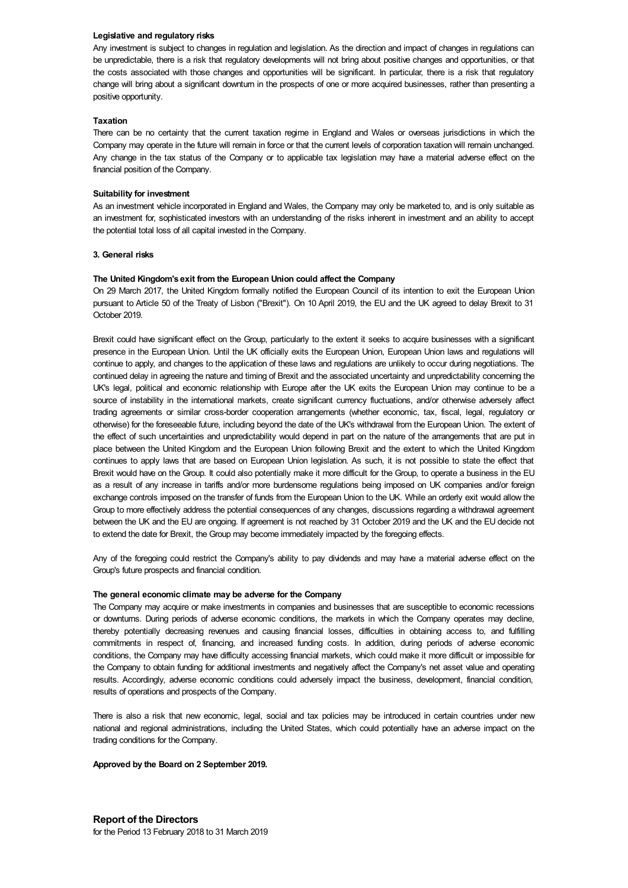**Legislative and regulatory risks**

Any investment is subject to changes in regulation and legislation. As the direction and impact of changes in regulations can be unpredictable, there is a risk that regulatory developments will not bring about positive changes and opportunities, or that the costs associated with those changes and opportunities will be significant. In particular, there is a risk that regulatory change will bring about a significant downturn in the prospects of one or more acquired businesses, rather than presenting a positive opportunity.

**Taxation**

There can be no certainty that the current taxation regime in England and Wales or overseas jurisdictions in which the Company may operate in the future will remain in force or that the current levels of corporation taxation will remain unchanged. Any change in the tax status of the Company or to applicable tax legislation may have a material adverse effect on the financial position of the Company.

**Suitability for investment**

As an investment vehicle incorporated in England and Wales, the Company may only be marketed to, and is only suitable as an investment for, sophisticated investors with an understanding of the risks inherent in investment and an ability to accept the potential total loss of all capital invested in the Company.

**3. General risks**

**The United Kingdom's exit from the European Union could affect the Company**

On 29 March 2017, the United Kingdom formally notified the European Council of its intention to exit the European Union pursuant to Article 50 of the Treaty of Lisbon ("Brexit"). On 10 April 2019, the EU and the UK agreed to delay Brexit to 31 October 2019.

Brexit could have significant effect on the Group, particularly to the extent it seeks to acquire businesses with a significant presence in the European Union. Until the UK officially exits the European Union, European Union laws and regulations will continue to apply, and changes to the application of these laws and regulations are unlikely to occur during negotiations. The continued delay in agreeing the nature and timing of Brexit and the associated uncertainty and unpredictability concerning the UK's legal, political and economic relationship with Europe after the UK exits the European Union may continue to be a source of instability in the international markets, create significant currency fluctuations, and/or otherwise adversely affect trading agreements or similar cross-border cooperation arrangements (whether economic, tax, fiscal, legal, regulatory or otherwise) for the foreseeable future, including beyond the date of the UK's withdrawal from the European Union. The extent of the effect of such uncertainties and unpredictability would depend in part on the nature of the arrangements that are put in place between the United Kingdom and the European Union following Brexit and the extent to which the United Kingdom continues to apply laws that are based on European Union legislation. As such, it is not possible to state the effect that Brexit would have on the Group. It could also potentially make it more difficult for the Group, to operate a business in the EU as a result of any increase in tariffs and/or more burdensome regulations being imposed on UK companies and/or foreign exchange controls imposed on the transfer of funds from the European Union to the UK. While an orderly exit would allow the Group to more effectively address the potential consequences of any changes, discussions regarding a withdrawal agreement between the UK and the EU are ongoing. If agreement is not reached by 31 October 2019 and the UK and the EU decide not to extend the date for Brexit, the Group may become immediately impacted by the foregoing effects.

Any of the foregoing could restrict the Company's ability to pay dividends and may have a material adverse effect on the Group's future prospects and financial condition.

**The general economic climate may be adverse for the Company**

The Company may acquire or make investments in companies and businesses that are susceptible to economic recessions or downturns. During periods of adverse economic conditions, the markets in which the Company operates may decline, thereby potentially decreasing revenues and causing financial losses, difficulties in obtaining access to, and fulfilling commitments in respect of, financing, and increased funding costs. In addition, during periods of adverse economic conditions, the Company may have difficulty accessing financial markets, which could make it more difficult or impossible for the Company to obtain funding for additional investments and negatively affect the Company's net asset value and operating results. Accordingly, adverse economic conditions could adversely impact the business, development, financial condition, results of operations and prospects of the Company.

There is also a risk that new economic, legal, social and tax policies may be introduced in certain countries under new national and regional administrations, including the United States, which could potentially have an adverse impact on the trading conditions for the Company.

**Approved by the Board on 2 September 2019.**

## Report of the Directors

for the Period 13 February 2018 to 31 March 2019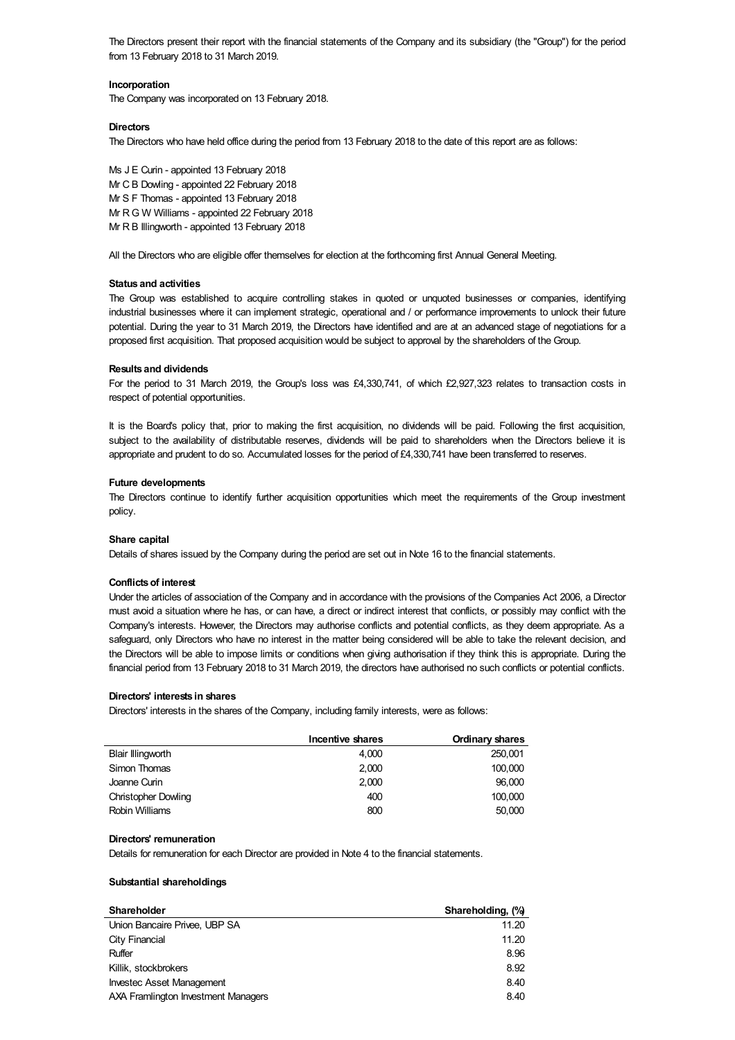The Directors present their report with the financial statements of the Company and its subsidiary (the "Group") for the period from 13 February 2018 to 31 March 2019.

**Incorporation**

The Company was incorporated on 13 February 2018.

**Directors**

The Directors who have held office during the period from 13 February 2018 to the date of this report are as follows:

Ms J E Curin - appointed 13 February 2018
Mr C B Dowling - appointed 22 February 2018
Mr S F Thomas - appointed 13 February 2018
Mr R G W Williams - appointed 22 February 2018
Mr R B Illingworth - appointed 13 February 2018

All the Directors who are eligible offer themselves for election at the forthcoming first Annual General Meeting.

**Status and activities**

The Group was established to acquire controlling stakes in quoted or unquoted businesses or companies, identifying industrial businesses where it can implement strategic, operational and / or performance improvements to unlock their future potential. During the year to 31 March 2019, the Directors have identified and are at an advanced stage of negotiations for a proposed first acquisition. That proposed acquisition would be subject to approval by the shareholders of the Group.

**Results and dividends**

For the period to 31 March 2019, the Group's loss was £4,330,741, of which £2,927,323 relates to transaction costs in respect of potential opportunities.

It is the Board's policy that, prior to making the first acquisition, no dividends will be paid. Following the first acquisition, subject to the availability of distributable reserves, dividends will be paid to shareholders when the Directors believe it is appropriate and prudent to do so. Accumulated losses for the period of £4,330,741 have been transferred to reserves.

**Future developments**

The Directors continue to identify further acquisition opportunities which meet the requirements of the Group investment policy.

**Share capital**

Details of shares issued by the Company during the period are set out in Note 16 to the financial statements.

**Conflicts of interest**

Under the articles of association of the Company and in accordance with the provisions of the Companies Act 2006, a Director must avoid a situation where he has, or can have, a direct or indirect interest that conflicts, or possibly may conflict with the Company's interests. However, the Directors may authorise conflicts and potential conflicts, as they deem appropriate. As a safeguard, only Directors who have no interest in the matter being considered will be able to take the relevant decision, and the Directors will be able to impose limits or conditions when giving authorisation if they think this is appropriate. During the financial period from 13 February 2018 to 31 March 2019, the directors have authorised no such conflicts or potential conflicts.

**Directors' interests in shares**

Directors' interests in the shares of the Company, including family interests, were as follows:

| | Incentive shares | Ordinary shares |
|---|---|---|
| Blair Illingworth | 4,000 | 250,001 |
| Simon Thomas | 2,000 | 100,000 |
| Joanne Curin | 2,000 | 96,000 |
| Christopher Dowling | 400 | 100,000 |
| Robin Williams | 800 | 50,000 |

**Directors' remuneration**

Details for remuneration for each Director are provided in Note 4 to the financial statements.

**Substantial shareholdings**

| Shareholder | Shareholding, (%) |
|---|---|
| Union Bancaire Privee, UBP SA | 11.20 |
| City Financial | 11.20 |
| Ruffer | 8.96 |
| Killik, stockbrokers | 8.92 |
| Investec Asset Management | 8.40 |
| AXA Framlington Investment Managers | 8.40 |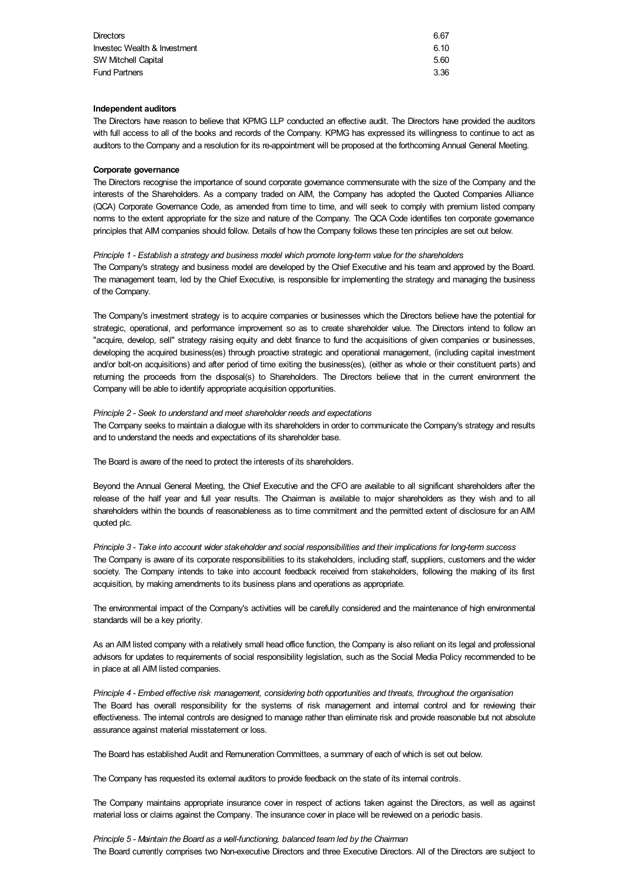| | |
|---|---|
| Directors | 6.67 |
| Investec Wealth & Investment | 6.10 |
| SW Mitchell Capital | 5.60 |
| Fund Partners | 3.36 |

**Independent auditors**

The Directors have reason to believe that KPMG LLP conducted an effective audit. The Directors have provided the auditors with full access to all of the books and records of the Company. KPMG has expressed its willingness to continue to act as auditors to the Company and a resolution for its re-appointment will be proposed at the forthcoming Annual General Meeting.

**Corporate governance**

The Directors recognise the importance of sound corporate governance commensurate with the size of the Company and the interests of the Shareholders. As a company traded on AIM, the Company has adopted the Quoted Companies Alliance (QCA) Corporate Governance Code, as amended from time to time, and will seek to comply with premium listed company norms to the extent appropriate for the size and nature of the Company. The QCA Code identifies ten corporate governance principles that AIM companies should follow. Details of how the Company follows these ten principles are set out below.

*Principle 1 - Establish a strategy and business model which promote long-term value for the shareholders*

The Company's strategy and business model are developed by the Chief Executive and his team and approved by the Board. The management team, led by the Chief Executive, is responsible for implementing the strategy and managing the business of the Company.

The Company's investment strategy is to acquire companies or businesses which the Directors believe have the potential for strategic, operational, and performance improvement so as to create shareholder value. The Directors intend to follow an "acquire, develop, sell" strategy raising equity and debt finance to fund the acquisitions of given companies or businesses, developing the acquired business(es) through proactive strategic and operational management, (including capital investment and/or bolt-on acquisitions) and after period of time exiting the business(es), (either as whole or their constituent parts) and returning the proceeds from the disposal(s) to Shareholders. The Directors believe that in the current environment the Company will be able to identify appropriate acquisition opportunities.

*Principle 2 - Seek to understand and meet shareholder needs and expectations*

The Company seeks to maintain a dialogue with its shareholders in order to communicate the Company's strategy and results and to understand the needs and expectations of its shareholder base.

The Board is aware of the need to protect the interests of its shareholders.

Beyond the Annual General Meeting, the Chief Executive and the CFO are available to all significant shareholders after the release of the half year and full year results. The Chairman is available to major shareholders as they wish and to all shareholders within the bounds of reasonableness as to time commitment and the permitted extent of disclosure for an AIM quoted plc.

*Principle 3 - Take into account wider stakeholder and social responsibilities and their implications for long-term success*

The Company is aware of its corporate responsibilities to its stakeholders, including staff, suppliers, customers and the wider society. The Company intends to take into account feedback received from stakeholders, following the making of its first acquisition, by making amendments to its business plans and operations as appropriate.

The environmental impact of the Company's activities will be carefully considered and the maintenance of high environmental standards will be a key priority.

As an AIM listed company with a relatively small head office function, the Company is also reliant on its legal and professional advisors for updates to requirements of social responsibility legislation, such as the Social Media Policy recommended to be in place at all AIM listed companies.

*Principle 4 - Embed effective risk management, considering both opportunities and threats, throughout the organisation*

The Board has overall responsibility for the systems of risk management and internal control and for reviewing their effectiveness. The internal controls are designed to manage rather than eliminate risk and provide reasonable but not absolute assurance against material misstatement or loss.

The Board has established Audit and Remuneration Committees, a summary of each of which is set out below.

The Company has requested its external auditors to provide feedback on the state of its internal controls.

The Company maintains appropriate insurance cover in respect of actions taken against the Directors, as well as against material loss or claims against the Company. The insurance cover in place will be reviewed on a periodic basis.

*Principle 5 - Maintain the Board as a well-functioning, balanced team led by the Chairman*

The Board currently comprises two Non-executive Directors and three Executive Directors. All of the Directors are subject to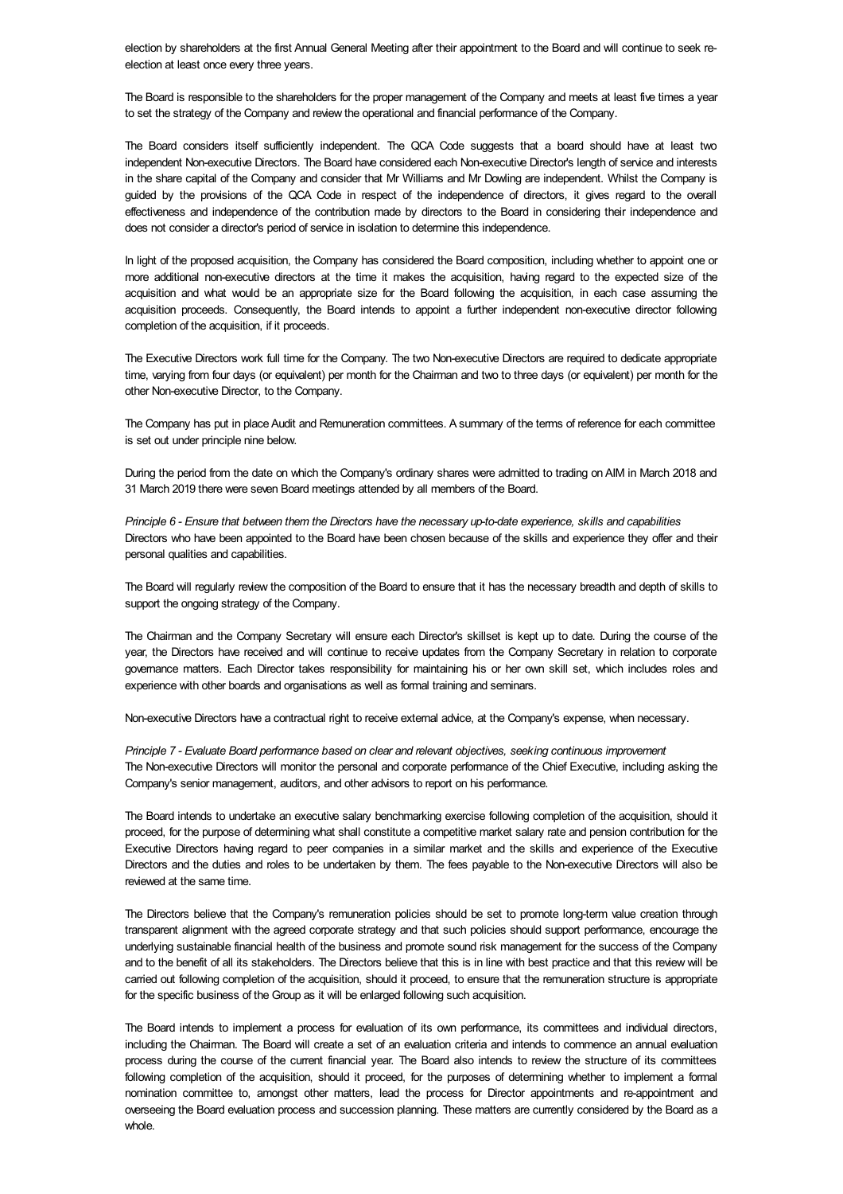election by shareholders at the first Annual General Meeting after their appointment to the Board and will continue to seek re-election at least once every three years.

The Board is responsible to the shareholders for the proper management of the Company and meets at least five times a year to set the strategy of the Company and review the operational and financial performance of the Company.

The Board considers itself sufficiently independent. The QCA Code suggests that a board should have at least two independent Non-executive Directors. The Board have considered each Non-executive Director's length of service and interests in the share capital of the Company and consider that Mr Williams and Mr Dowling are independent. Whilst the Company is guided by the provisions of the QCA Code in respect of the independence of directors, it gives regard to the overall effectiveness and independence of the contribution made by directors to the Board in considering their independence and does not consider a director's period of service in isolation to determine this independence.

In light of the proposed acquisition, the Company has considered the Board composition, including whether to appoint one or more additional non-executive directors at the time it makes the acquisition, having regard to the expected size of the acquisition and what would be an appropriate size for the Board following the acquisition, in each case assuming the acquisition proceeds. Consequently, the Board intends to appoint a further independent non-executive director following completion of the acquisition, if it proceeds.

The Executive Directors work full time for the Company. The two Non-executive Directors are required to dedicate appropriate time, varying from four days (or equivalent) per month for the Chairman and two to three days (or equivalent) per month for the other Non-executive Director, to the Company.

The Company has put in place Audit and Remuneration committees. A summary of the terms of reference for each committee is set out under principle nine below.

During the period from the date on which the Company's ordinary shares were admitted to trading on AIM in March 2018 and 31 March 2019 there were seven Board meetings attended by all members of the Board.

*Principle 6 - Ensure that between them the Directors have the necessary up-to-date experience, skills and capabilities*
Directors who have been appointed to the Board have been chosen because of the skills and experience they offer and their personal qualities and capabilities.

The Board will regularly review the composition of the Board to ensure that it has the necessary breadth and depth of skills to support the ongoing strategy of the Company.

The Chairman and the Company Secretary will ensure each Director's skillset is kept up to date. During the course of the year, the Directors have received and will continue to receive updates from the Company Secretary in relation to corporate governance matters. Each Director takes responsibility for maintaining his or her own skill set, which includes roles and experience with other boards and organisations as well as formal training and seminars.

Non-executive Directors have a contractual right to receive external advice, at the Company's expense, when necessary.

*Principle 7 - Evaluate Board performance based on clear and relevant objectives, seeking continuous improvement*
The Non-executive Directors will monitor the personal and corporate performance of the Chief Executive, including asking the Company's senior management, auditors, and other advisors to report on his performance.

The Board intends to undertake an executive salary benchmarking exercise following completion of the acquisition, should it proceed, for the purpose of determining what shall constitute a competitive market salary rate and pension contribution for the Executive Directors having regard to peer companies in a similar market and the skills and experience of the Executive Directors and the duties and roles to be undertaken by them. The fees payable to the Non-executive Directors will also be reviewed at the same time.

The Directors believe that the Company's remuneration policies should be set to promote long-term value creation through transparent alignment with the agreed corporate strategy and that such policies should support performance, encourage the underlying sustainable financial health of the business and promote sound risk management for the success of the Company and to the benefit of all its stakeholders. The Directors believe that this is in line with best practice and that this review will be carried out following completion of the acquisition, should it proceed, to ensure that the remuneration structure is appropriate for the specific business of the Group as it will be enlarged following such acquisition.

The Board intends to implement a process for evaluation of its own performance, its committees and individual directors, including the Chairman. The Board will create a set of an evaluation criteria and intends to commence an annual evaluation process during the course of the current financial year. The Board also intends to review the structure of its committees following completion of the acquisition, should it proceed, for the purposes of determining whether to implement a formal nomination committee to, amongst other matters, lead the process for Director appointments and re-appointment and overseeing the Board evaluation process and succession planning. These matters are currently considered by the Board as a whole.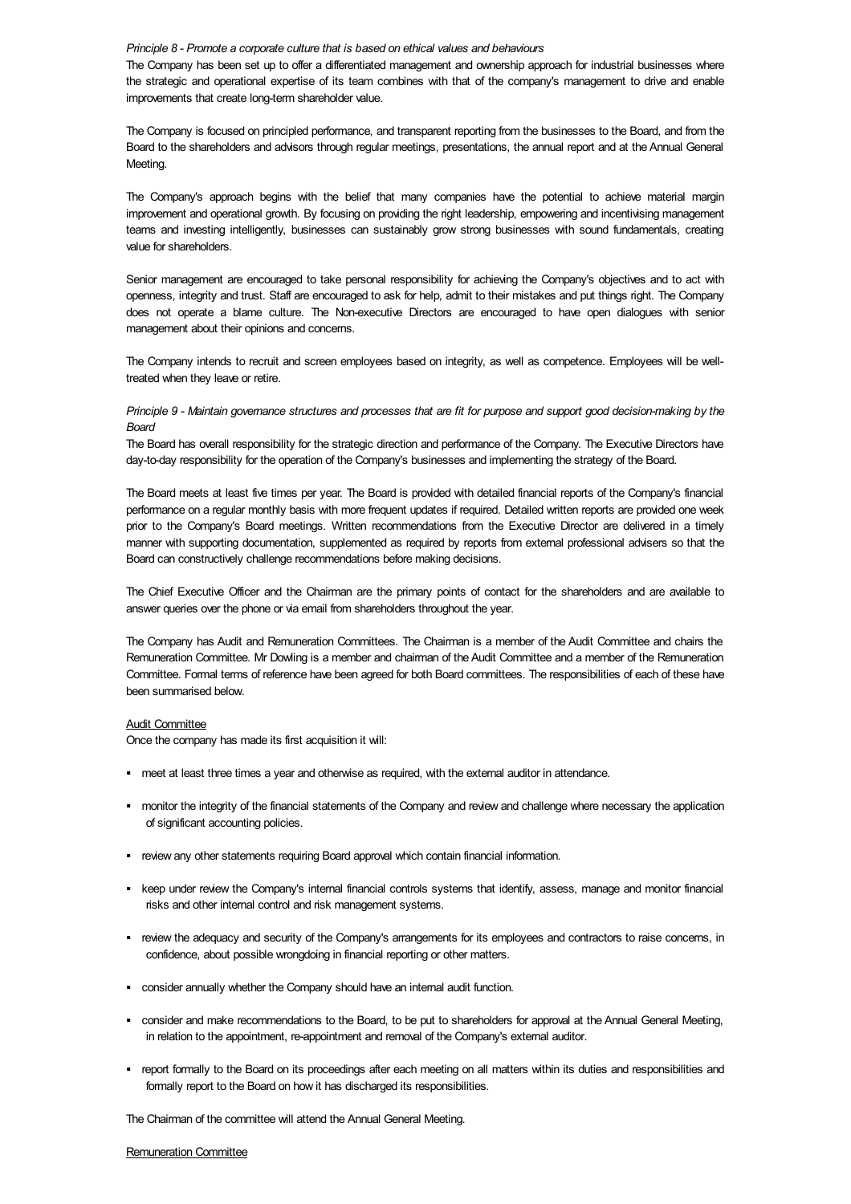*Principle 8 - Promote a corporate culture that is based on ethical values and behaviours*

The Company has been set up to offer a differentiated management and ownership approach for industrial businesses where the strategic and operational expertise of its team combines with that of the company's management to drive and enable improvements that create long-term shareholder value.

The Company is focused on principled performance, and transparent reporting from the businesses to the Board, and from the Board to the shareholders and advisors through regular meetings, presentations, the annual report and at the Annual General Meeting.

The Company's approach begins with the belief that many companies have the potential to achieve material margin improvement and operational growth. By focusing on providing the right leadership, empowering and incentivising management teams and investing intelligently, businesses can sustainably grow strong businesses with sound fundamentals, creating value for shareholders.

Senior management are encouraged to take personal responsibility for achieving the Company's objectives and to act with openness, integrity and trust. Staff are encouraged to ask for help, admit to their mistakes and put things right. The Company does not operate a blame culture. The Non-executive Directors are encouraged to have open dialogues with senior management about their opinions and concerns.

The Company intends to recruit and screen employees based on integrity, as well as competence. Employees will be well-treated when they leave or retire.

*Principle 9 - Maintain governance structures and processes that are fit for purpose and support good decision-making by the Board*

The Board has overall responsibility for the strategic direction and performance of the Company. The Executive Directors have day-to-day responsibility for the operation of the Company's businesses and implementing the strategy of the Board.

The Board meets at least five times per year. The Board is provided with detailed financial reports of the Company's financial performance on a regular monthly basis with more frequent updates if required. Detailed written reports are provided one week prior to the Company's Board meetings. Written recommendations from the Executive Director are delivered in a timely manner with supporting documentation, supplemented as required by reports from external professional advisers so that the Board can constructively challenge recommendations before making decisions.

The Chief Executive Officer and the Chairman are the primary points of contact for the shareholders and are available to answer queries over the phone or via email from shareholders throughout the year.

The Company has Audit and Remuneration Committees. The Chairman is a member of the Audit Committee and chairs the Remuneration Committee. Mr Dowling is a member and chairman of the Audit Committee and a member of the Remuneration Committee. Formal terms of reference have been agreed for both Board committees. The responsibilities of each of these have been summarised below.

Audit Committee

Once the company has made its first acquisition it will:

- meet at least three times a year and otherwise as required, with the external auditor in attendance.
- monitor the integrity of the financial statements of the Company and review and challenge where necessary the application of significant accounting policies.
- review any other statements requiring Board approval which contain financial information.
- keep under review the Company's internal financial controls systems that identify, assess, manage and monitor financial risks and other internal control and risk management systems.
- review the adequacy and security of the Company's arrangements for its employees and contractors to raise concerns, in confidence, about possible wrongdoing in financial reporting or other matters.
- consider annually whether the Company should have an internal audit function.
- consider and make recommendations to the Board, to be put to shareholders for approval at the Annual General Meeting, in relation to the appointment, re-appointment and removal of the Company's external auditor.
- report formally to the Board on its proceedings after each meeting on all matters within its duties and responsibilities and formally report to the Board on how it has discharged its responsibilities.

The Chairman of the committee will attend the Annual General Meeting.

Remuneration Committee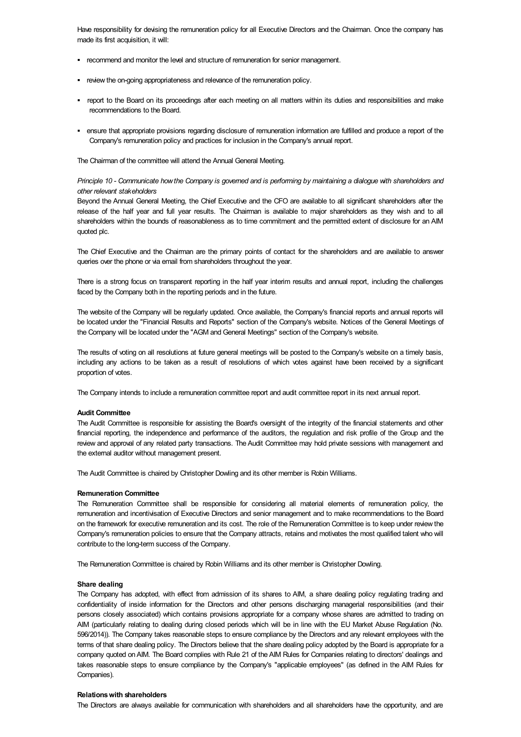Have responsibility for devising the remuneration policy for all Executive Directors and the Chairman. Once the company has made its first acquisition, it will:

- recommend and monitor the level and structure of remuneration for senior management.
- review the on-going appropriateness and relevance of the remuneration policy.
- report to the Board on its proceedings after each meeting on all matters within its duties and responsibilities and make recommendations to the Board.
- ensure that appropriate provisions regarding disclosure of remuneration information are fulfilled and produce a report of the Company's remuneration policy and practices for inclusion in the Company's annual report.

The Chairman of the committee will attend the Annual General Meeting.

*Principle 10 - Communicate how the Company is governed and is performing by maintaining a dialogue with shareholders and other relevant stakeholders*

Beyond the Annual General Meeting, the Chief Executive and the CFO are available to all significant shareholders after the release of the half year and full year results. The Chairman is available to major shareholders as they wish and to all shareholders within the bounds of reasonableness as to time commitment and the permitted extent of disclosure for an AIM quoted plc.

The Chief Executive and the Chairman are the primary points of contact for the shareholders and are available to answer queries over the phone or via email from shareholders throughout the year.

There is a strong focus on transparent reporting in the half year interim results and annual report, including the challenges faced by the Company both in the reporting periods and in the future.

The website of the Company will be regularly updated. Once available, the Company's financial reports and annual reports will be located under the "Financial Results and Reports" section of the Company's website. Notices of the General Meetings of the Company will be located under the "AGM and General Meetings" section of the Company's website.

The results of voting on all resolutions at future general meetings will be posted to the Company's website on a timely basis, including any actions to be taken as a result of resolutions of which votes against have been received by a significant proportion of votes.

The Company intends to include a remuneration committee report and audit committee report in its next annual report.

**Audit Committee**

The Audit Committee is responsible for assisting the Board's oversight of the integrity of the financial statements and other financial reporting, the independence and performance of the auditors, the regulation and risk profile of the Group and the review and approval of any related party transactions. The Audit Committee may hold private sessions with management and the external auditor without management present.

The Audit Committee is chaired by Christopher Dowling and its other member is Robin Williams.

**Remuneration Committee**

The Remuneration Committee shall be responsible for considering all material elements of remuneration policy, the remuneration and incentivisation of Executive Directors and senior management and to make recommendations to the Board on the framework for executive remuneration and its cost. The role of the Remuneration Committee is to keep under review the Company's remuneration policies to ensure that the Company attracts, retains and motivates the most qualified talent who will contribute to the long-term success of the Company.

The Remuneration Committee is chaired by Robin Williams and its other member is Christopher Dowling.

**Share dealing**

The Company has adopted, with effect from admission of its shares to AIM, a share dealing policy regulating trading and confidentiality of inside information for the Directors and other persons discharging managerial responsibilities (and their persons closely associated) which contains provisions appropriate for a company whose shares are admitted to trading on AIM (particularly relating to dealing during closed periods which will be in line with the EU Market Abuse Regulation (No. 596/2014)). The Company takes reasonable steps to ensure compliance by the Directors and any relevant employees with the terms of that share dealing policy. The Directors believe that the share dealing policy adopted by the Board is appropriate for a company quoted on AIM. The Board complies with Rule 21 of the AIM Rules for Companies relating to directors' dealings and takes reasonable steps to ensure compliance by the Company's "applicable employees" (as defined in the AIM Rules for Companies).

**Relations with shareholders**

The Directors are always available for communication with shareholders and all shareholders have the opportunity, and are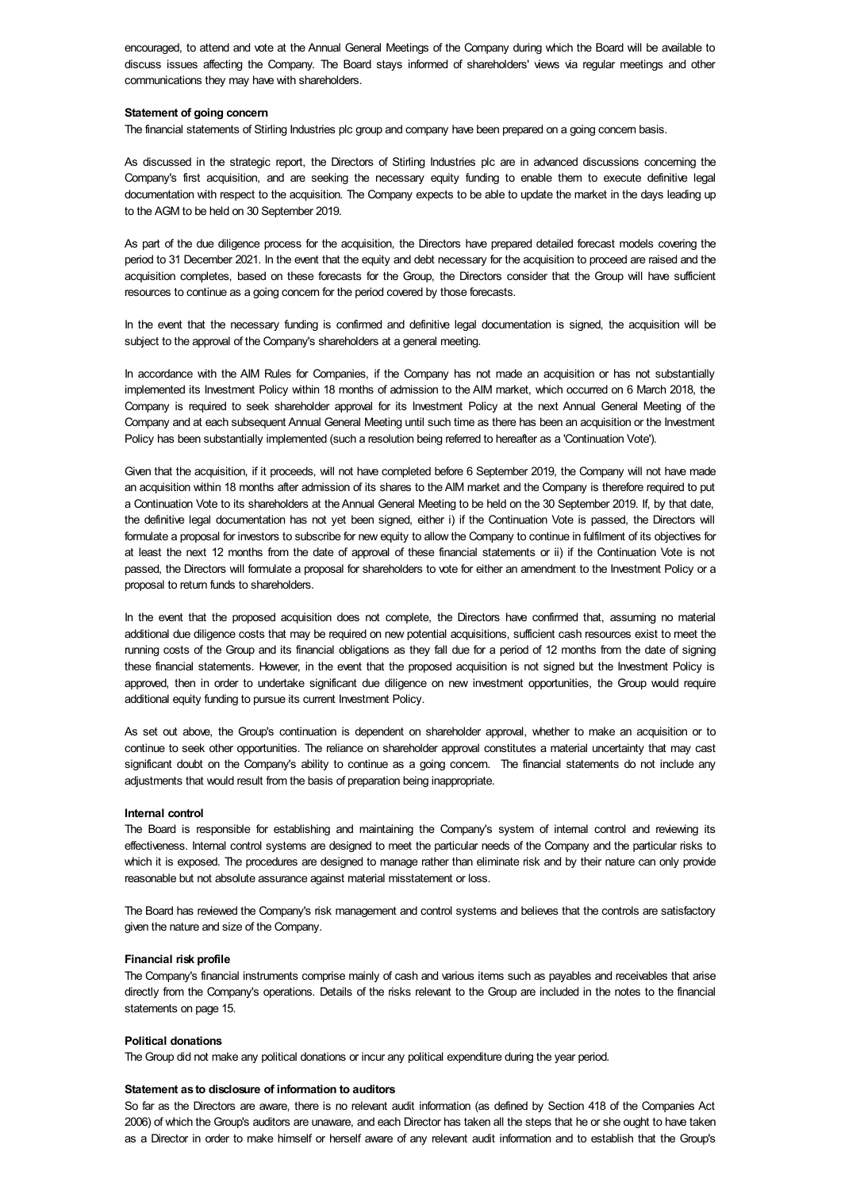encouraged, to attend and vote at the Annual General Meetings of the Company during which the Board will be available to discuss issues affecting the Company. The Board stays informed of shareholders' views via regular meetings and other communications they may have with shareholders.

**Statement of going concern**

The financial statements of Stirling Industries plc group and company have been prepared on a going concern basis.

As discussed in the strategic report, the Directors of Stirling Industries plc are in advanced discussions concerning the Company's first acquisition, and are seeking the necessary equity funding to enable them to execute definitive legal documentation with respect to the acquisition. The Company expects to be able to update the market in the days leading up to the AGM to be held on 30 September 2019.

As part of the due diligence process for the acquisition, the Directors have prepared detailed forecast models covering the period to 31 December 2021. In the event that the equity and debt necessary for the acquisition to proceed are raised and the acquisition completes, based on these forecasts for the Group, the Directors consider that the Group will have sufficient resources to continue as a going concern for the period covered by those forecasts.

In the event that the necessary funding is confirmed and definitive legal documentation is signed, the acquisition will be subject to the approval of the Company's shareholders at a general meeting.

In accordance with the AIM Rules for Companies, if the Company has not made an acquisition or has not substantially implemented its Investment Policy within 18 months of admission to the AIM market, which occurred on 6 March 2018, the Company is required to seek shareholder approval for its Investment Policy at the next Annual General Meeting of the Company and at each subsequent Annual General Meeting until such time as there has been an acquisition or the Investment Policy has been substantially implemented (such a resolution being referred to hereafter as a 'Continuation Vote').

Given that the acquisition, if it proceeds, will not have completed before 6 September 2019, the Company will not have made an acquisition within 18 months after admission of its shares to the AIM market and the Company is therefore required to put a Continuation Vote to its shareholders at the Annual General Meeting to be held on the 30 September 2019. If, by that date, the definitive legal documentation has not yet been signed, either i) if the Continuation Vote is passed, the Directors will formulate a proposal for investors to subscribe for new equity to allow the Company to continue in fulfilment of its objectives for at least the next 12 months from the date of approval of these financial statements or ii) if the Continuation Vote is not passed, the Directors will formulate a proposal for shareholders to vote for either an amendment to the Investment Policy or a proposal to return funds to shareholders.

In the event that the proposed acquisition does not complete, the Directors have confirmed that, assuming no material additional due diligence costs that may be required on new potential acquisitions, sufficient cash resources exist to meet the running costs of the Group and its financial obligations as they fall due for a period of 12 months from the date of signing these financial statements. However, in the event that the proposed acquisition is not signed but the Investment Policy is approved, then in order to undertake significant due diligence on new investment opportunities, the Group would require additional equity funding to pursue its current Investment Policy.

As set out above, the Group's continuation is dependent on shareholder approval, whether to make an acquisition or to continue to seek other opportunities. The reliance on shareholder approval constitutes a material uncertainty that may cast significant doubt on the Company's ability to continue as a going concern. The financial statements do not include any adjustments that would result from the basis of preparation being inappropriate.

**Internal control**

The Board is responsible for establishing and maintaining the Company's system of internal control and reviewing its effectiveness. Internal control systems are designed to meet the particular needs of the Company and the particular risks to which it is exposed. The procedures are designed to manage rather than eliminate risk and by their nature can only provide reasonable but not absolute assurance against material misstatement or loss.

The Board has reviewed the Company's risk management and control systems and believes that the controls are satisfactory given the nature and size of the Company.

**Financial risk profile**

The Company's financial instruments comprise mainly of cash and various items such as payables and receivables that arise directly from the Company's operations. Details of the risks relevant to the Group are included in the notes to the financial statements on page 15.

**Political donations**

The Group did not make any political donations or incur any political expenditure during the year period.

**Statement as to disclosure of information to auditors**

So far as the Directors are aware, there is no relevant audit information (as defined by Section 418 of the Companies Act 2006) of which the Group's auditors are unaware, and each Director has taken all the steps that he or she ought to have taken as a Director in order to make himself or herself aware of any relevant audit information and to establish that the Group's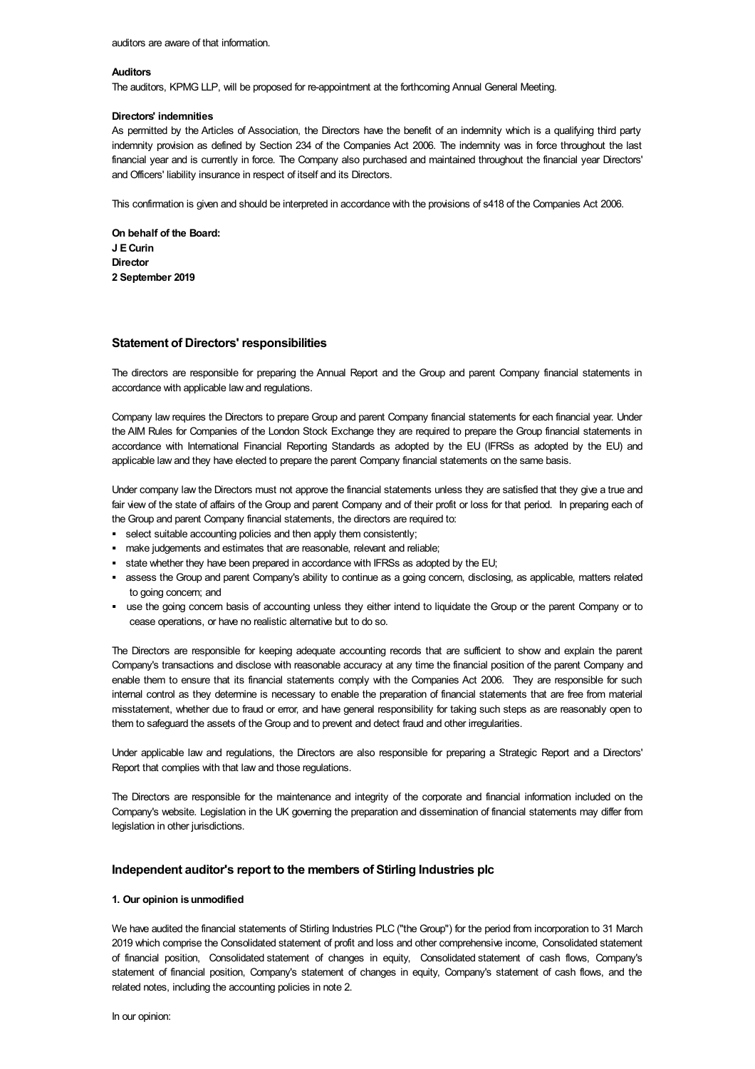auditors are aware of that information.

**Auditors**

The auditors, KPMG LLP, will be proposed for re-appointment at the forthcoming Annual General Meeting.

**Directors' indemnities**

As permitted by the Articles of Association, the Directors have the benefit of an indemnity which is a qualifying third party indemnity provision as defined by Section 234 of the Companies Act 2006. The indemnity was in force throughout the last financial year and is currently in force. The Company also purchased and maintained throughout the financial year Directors' and Officers' liability insurance in respect of itself and its Directors.

This confirmation is given and should be interpreted in accordance with the provisions of s418 of the Companies Act 2006.

**On behalf of the Board:**
**J E Curin**
**Director**
**2 September 2019**

## Statement of Directors' responsibilities

The directors are responsible for preparing the Annual Report and the Group and parent Company financial statements in accordance with applicable law and regulations.

Company law requires the Directors to prepare Group and parent Company financial statements for each financial year. Under the AIM Rules for Companies of the London Stock Exchange they are required to prepare the Group financial statements in accordance with International Financial Reporting Standards as adopted by the EU (IFRSs as adopted by the EU) and applicable law and they have elected to prepare the parent Company financial statements on the same basis.

Under company law the Directors must not approve the financial statements unless they are satisfied that they give a true and fair view of the state of affairs of the Group and parent Company and of their profit or loss for that period. In preparing each of the Group and parent Company financial statements, the directors are required to:

- select suitable accounting policies and then apply them consistently;
- make judgements and estimates that are reasonable, relevant and reliable;
- state whether they have been prepared in accordance with IFRSs as adopted by the EU;
- assess the Group and parent Company's ability to continue as a going concern, disclosing, as applicable, matters related to going concern; and
- use the going concern basis of accounting unless they either intend to liquidate the Group or the parent Company or to cease operations, or have no realistic alternative but to do so.

The Directors are responsible for keeping adequate accounting records that are sufficient to show and explain the parent Company's transactions and disclose with reasonable accuracy at any time the financial position of the parent Company and enable them to ensure that its financial statements comply with the Companies Act 2006. They are responsible for such internal control as they determine is necessary to enable the preparation of financial statements that are free from material misstatement, whether due to fraud or error, and have general responsibility for taking such steps as are reasonably open to them to safeguard the assets of the Group and to prevent and detect fraud and other irregularities.

Under applicable law and regulations, the Directors are also responsible for preparing a Strategic Report and a Directors' Report that complies with that law and those regulations.

The Directors are responsible for the maintenance and integrity of the corporate and financial information included on the Company's website. Legislation in the UK governing the preparation and dissemination of financial statements may differ from legislation in other jurisdictions.

## Independent auditor's report to the members of Stirling Industries plc

**1. Our opinion is unmodified**

We have audited the financial statements of Stirling Industries PLC ("the Group") for the period from incorporation to 31 March 2019 which comprise the Consolidated statement of profit and loss and other comprehensive income, Consolidated statement of financial position, Consolidated statement of changes in equity, Consolidated statement of cash flows, Company's statement of financial position, Company's statement of changes in equity, Company's statement of cash flows, and the related notes, including the accounting policies in note 2.

In our opinion: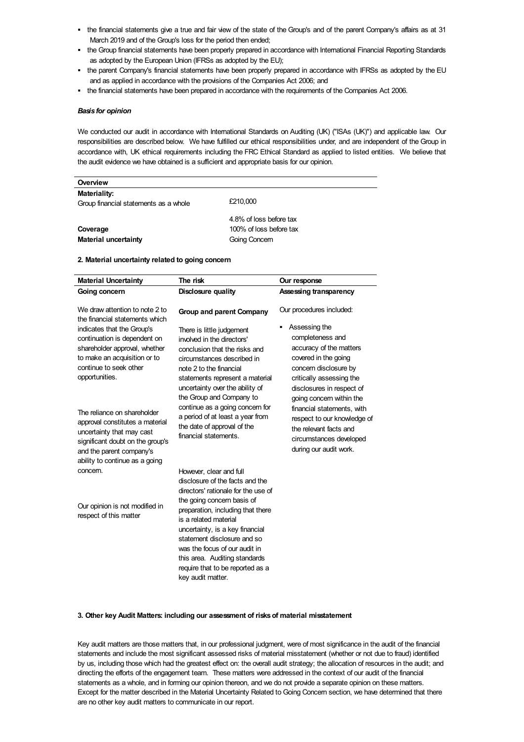- the financial statements give a true and fair view of the state of the Group's and of the parent Company's affairs as at 31 March 2019 and of the Group's loss for the period then ended;
- the Group financial statements have been properly prepared in accordance with International Financial Reporting Standards as adopted by the European Union (IFRSs as adopted by the EU);
- the parent Company's financial statements have been properly prepared in accordance with IFRSs as adopted by the EU and as applied in accordance with the provisions of the Companies Act 2006; and
- the financial statements have been prepared in accordance with the requirements of the Companies Act 2006.

***Basis for opinion***

We conducted our audit in accordance with International Standards on Auditing (UK) ("ISAs (UK)") and applicable law. Our responsibilities are described below. We have fulfilled our ethical responsibilities under, and are independent of the Group in accordance with, UK ethical requirements including the FRC Ethical Standard as applied to listed entities. We believe that the audit evidence we have obtained is a sufficient and appropriate basis for our opinion.

| **Overview** | |
|---|---|
| **Materiality:** | |
| Group financial statements as a whole | £210,000 |
| | 4.8% of loss before tax |
| **Coverage** | 100% of loss before tax |
| **Material uncertainty** | Going Concern |

**2. Material uncertainty related to going concern**

| Material Uncertainty | The risk | Our response |
|---|---|---|
| **Going concern** | **Disclosure quality** | **Assessing transparency** |
| We draw attention to note 2 to the financial statements which indicates that the Group's continuation is dependent on shareholder approval, whether to make an acquisition or to continue to seek other opportunities.<br><br>The reliance on shareholder approval constitutes a material uncertainty that may cast significant doubt on the group's and the parent company's ability to continue as a going concern.<br><br>Our opinion is not modified in respect of this matter | **Group and parent Company**<br><br>There is little judgement involved in the directors' conclusion that the risks and circumstances described in note 2 to the financial statements represent a material uncertainty over the ability of the Group and Company to continue as a going concern for a period of at least a year from the date of approval of the financial statements.<br><br>However, clear and full disclosure of the facts and the directors' rationale for the use of the going concern basis of preparation, including that there is a related material uncertainty, is a key financial statement disclosure and so was the focus of our audit in this area. Auditing standards require that to be reported as a key audit matter. | Our procedures included:<br><br>- Assessing the completeness and accuracy of the matters covered in the going concern disclosure by critically assessing the disclosures in respect of going concern within the financial statements, with respect to our knowledge of the relevant facts and circumstances developed during our audit work. |

**3. Other key Audit Matters: including our assessment of risks of material misstatement**

Key audit matters are those matters that, in our professional judgment, were of most significance in the audit of the financial statements and include the most significant assessed risks of material misstatement (whether or not due to fraud) identified by us, including those which had the greatest effect on: the overall audit strategy; the allocation of resources in the audit; and directing the efforts of the engagement team. These matters were addressed in the context of our audit of the financial statements as a whole, and in forming our opinion thereon, and we do not provide a separate opinion on these matters. Except for the matter described in the Material Uncertainty Related to Going Concern section, we have determined that there are no other key audit matters to communicate in our report.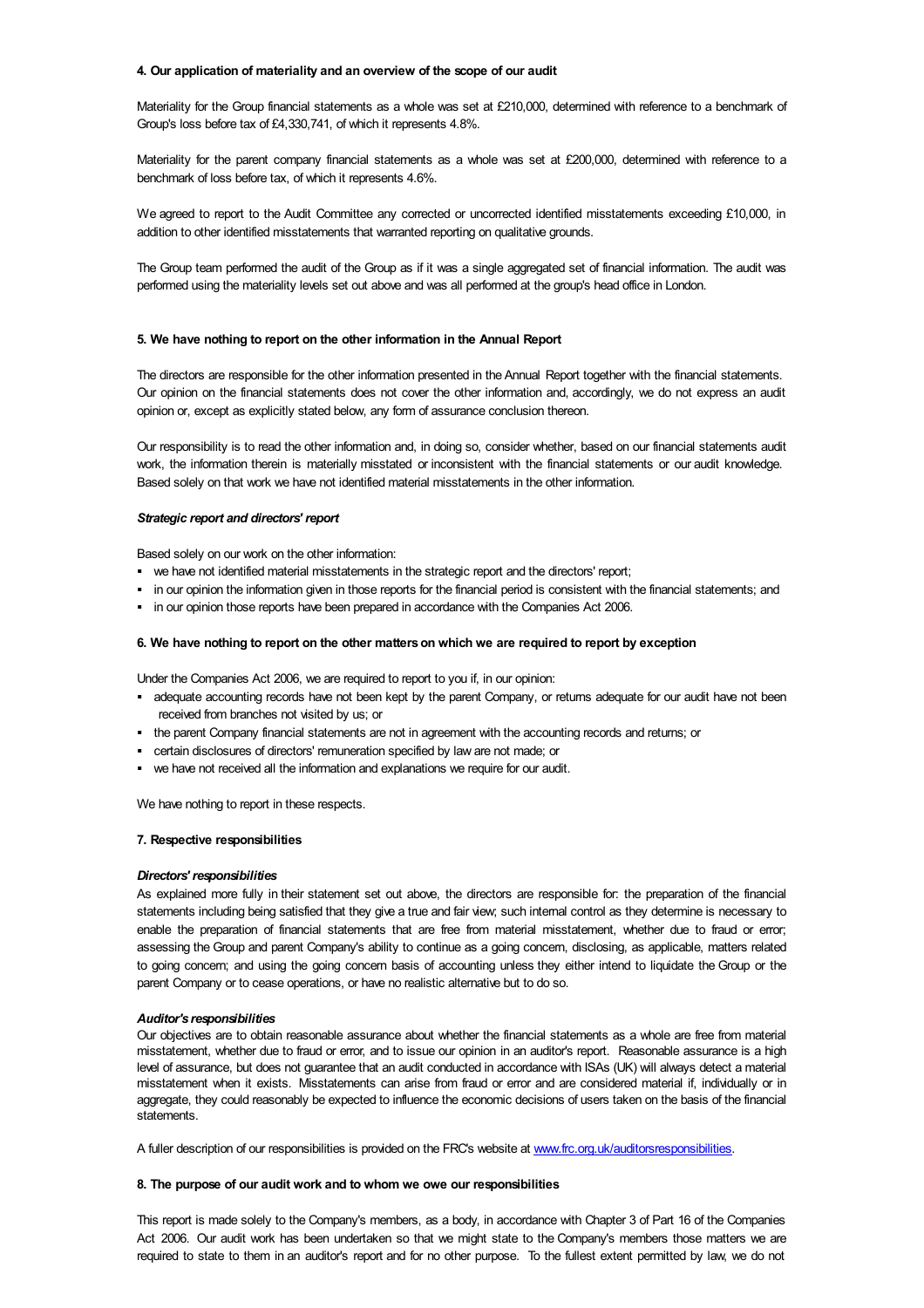#### 4. Our application of materiality and an overview of the scope of our audit

Materiality for the Group financial statements as a whole was set at £210,000, determined with reference to a benchmark of Group's loss before tax of £4,330,741, of which it represents 4.8%.

Materiality for the parent company financial statements as a whole was set at £200,000, determined with reference to a benchmark of loss before tax, of which it represents 4.6%.

We agreed to report to the Audit Committee any corrected or uncorrected identified misstatements exceeding £10,000, in addition to other identified misstatements that warranted reporting on qualitative grounds.

The Group team performed the audit of the Group as if it was a single aggregated set of financial information. The audit was performed using the materiality levels set out above and was all performed at the group's head office in London.

#### 5. We have nothing to report on the other information in the Annual Report

The directors are responsible for the other information presented in the Annual Report together with the financial statements. Our opinion on the financial statements does not cover the other information and, accordingly, we do not express an audit opinion or, except as explicitly stated below, any form of assurance conclusion thereon.

Our responsibility is to read the other information and, in doing so, consider whether, based on our financial statements audit work, the information therein is materially misstated or inconsistent with the financial statements or our audit knowledge. Based solely on that work we have not identified material misstatements in the other information.

***Strategic report and directors' report***

Based solely on our work on the other information:

- we have not identified material misstatements in the strategic report and the directors' report;
- in our opinion the information given in those reports for the financial period is consistent with the financial statements; and
- in our opinion those reports have been prepared in accordance with the Companies Act 2006.

#### 6. We have nothing to report on the other matters on which we are required to report by exception

Under the Companies Act 2006, we are required to report to you if, in our opinion:

- adequate accounting records have not been kept by the parent Company, or returns adequate for our audit have not been received from branches not visited by us; or
- the parent Company financial statements are not in agreement with the accounting records and returns; or
- certain disclosures of directors' remuneration specified by law are not made; or
- we have not received all the information and explanations we require for our audit.

We have nothing to report in these respects.

#### 7. Respective responsibilities

***Directors' responsibilities***

As explained more fully in their statement set out above, the directors are responsible for: the preparation of the financial statements including being satisfied that they give a true and fair view; such internal control as they determine is necessary to enable the preparation of financial statements that are free from material misstatement, whether due to fraud or error; assessing the Group and parent Company's ability to continue as a going concern, disclosing, as applicable, matters related to going concern; and using the going concern basis of accounting unless they either intend to liquidate the Group or the parent Company or to cease operations, or have no realistic alternative but to do so.

***Auditor's responsibilities***

Our objectives are to obtain reasonable assurance about whether the financial statements as a whole are free from material misstatement, whether due to fraud or error, and to issue our opinion in an auditor's report. Reasonable assurance is a high level of assurance, but does not guarantee that an audit conducted in accordance with ISAs (UK) will always detect a material misstatement when it exists. Misstatements can arise from fraud or error and are considered material if, individually or in aggregate, they could reasonably be expected to influence the economic decisions of users taken on the basis of the financial statements.

A fuller description of our responsibilities is provided on the FRC's website at [www.frc.org.uk/auditorsresponsibilities](http://www.frc.org.uk/auditorsresponsibilities).

#### 8. The purpose of our audit work and to whom we owe our responsibilities

This report is made solely to the Company's members, as a body, in accordance with Chapter 3 of Part 16 of the Companies Act 2006. Our audit work has been undertaken so that we might state to the Company's members those matters we are required to state to them in an auditor's report and for no other purpose. To the fullest extent permitted by law, we do not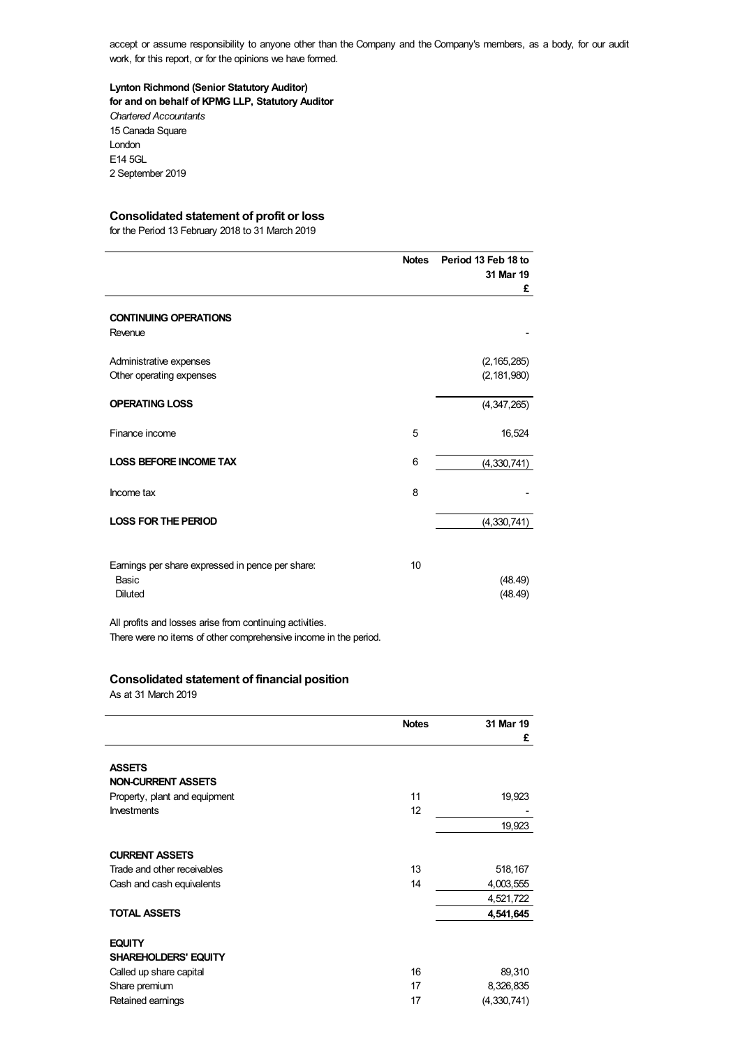accept or assume responsibility to anyone other than the Company and the Company's members, as a body, for our audit work, for this report, or for the opinions we have formed.

**Lynton Richmond (Senior Statutory Auditor)**
**for and on behalf of KPMG LLP, Statutory Auditor**
*Chartered Accountants*
15 Canada Square
London
E14 5GL
2 September 2019

## Consolidated statement of profit or loss

for the Period 13 February 2018 to 31 March 2019

| | Notes | Period 13 Feb 18 to 31 Mar 19 £ |
|---|---|---|
| **CONTINUING OPERATIONS** | | |
| Revenue | | - |
| Administrative expenses | | (2,165,285) |
| Other operating expenses | | (2,181,980) |
| **OPERATING LOSS** | | (4,347,265) |
| Finance income | 5 | 16,524 |
| **LOSS BEFORE INCOME TAX** | 6 | (4,330,741) |
| Income tax | 8 | - |
| **LOSS FOR THE PERIOD** | | (4,330,741) |
| Earnings per share expressed in pence per share: | 10 | |
| Basic | | (48.49) |
| Diluted | | (48.49) |

All profits and losses arise from continuing activities.
There were no items of other comprehensive income in the period.

## Consolidated statement of financial position

As at 31 March 2019

| | Notes | 31 Mar 19 £ |
|---|---|---|
| **ASSETS** | | |
| **NON-CURRENT ASSETS** | | |
| Property, plant and equipment | 11 | 19,923 |
| Investments | 12 | - |
| | | 19,923 |
| **CURRENT ASSETS** | | |
| Trade and other receivables | 13 | 518,167 |
| Cash and cash equivalents | 14 | 4,003,555 |
| | | 4,521,722 |
| **TOTAL ASSETS** | | **4,541,645** |
| **EQUITY** | | |
| **SHAREHOLDERS' EQUITY** | | |
| Called up share capital | 16 | 89,310 |
| Share premium | 17 | 8,326,835 |
| Retained earnings | 17 | (4,330,741) |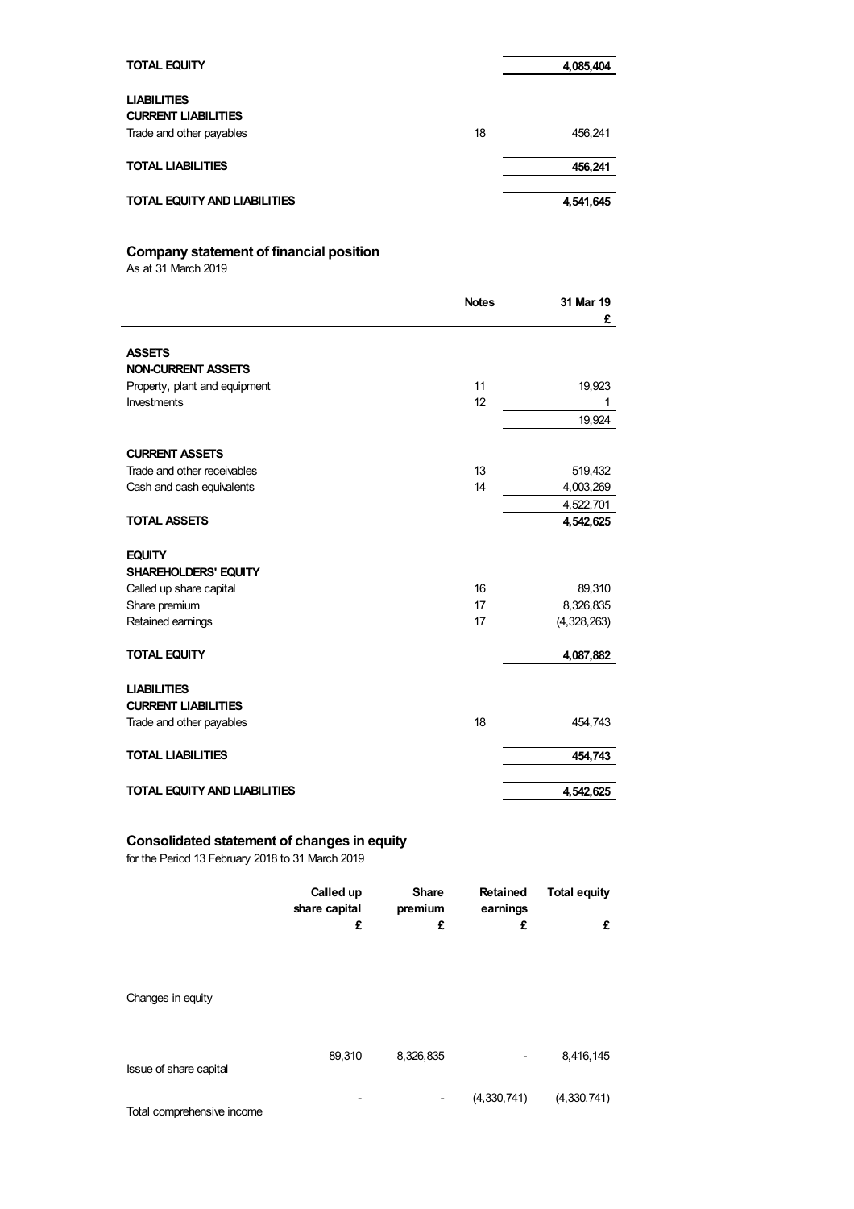| | | |
|---|---|---|
| **TOTAL EQUITY** | | **4,085,404** |
| | | |
| **LIABILITIES** | | |
| **CURRENT LIABILITIES** | | |
| Trade and other payables | 18 | 456,241 |
| | | |
| **TOTAL LIABILITIES** | | **456,241** |
| | | |
| **TOTAL EQUITY AND LIABILITIES** | | **4,541,645** |

## Company statement of financial position

As at 31 March 2019

| | Notes | 31 Mar 19 £ |
|---|---|---|
| **ASSETS** | | |
| **NON-CURRENT ASSETS** | | |
| Property, plant and equipment | 11 | 19,923 |
| Investments | 12 | 1 |
| | | 19,924 |
| | | |
| **CURRENT ASSETS** | | |
| Trade and other receivables | 13 | 519,432 |
| Cash and cash equivalents | 14 | 4,003,269 |
| | | 4,522,701 |
| **TOTAL ASSETS** | | **4,542,625** |
| | | |
| **EQUITY** | | |
| **SHAREHOLDERS' EQUITY** | | |
| Called up share capital | 16 | 89,310 |
| Share premium | 17 | 8,326,835 |
| Retained earnings | 17 | (4,328,263) |
| | | |
| **TOTAL EQUITY** | | **4,087,882** |
| | | |
| **LIABILITIES** | | |
| **CURRENT LIABILITIES** | | |
| Trade and other payables | 18 | 454,743 |
| | | |
| **TOTAL LIABILITIES** | | **454,743** |
| | | |
| **TOTAL EQUITY AND LIABILITIES** | | **4,542,625** |

## Consolidated statement of changes in equity

for the Period 13 February 2018 to 31 March 2019

| | Called up share capital £ | Share premium £ | Retained earnings £ | Total equity £ |
|---|---|---|---|---|
| Changes in equity | | | | |
| Issue of share capital | 89,310 | 8,326,835 | - | 8,416,145 |
| Total comprehensive income | - | - | (4,330,741) | (4,330,741) |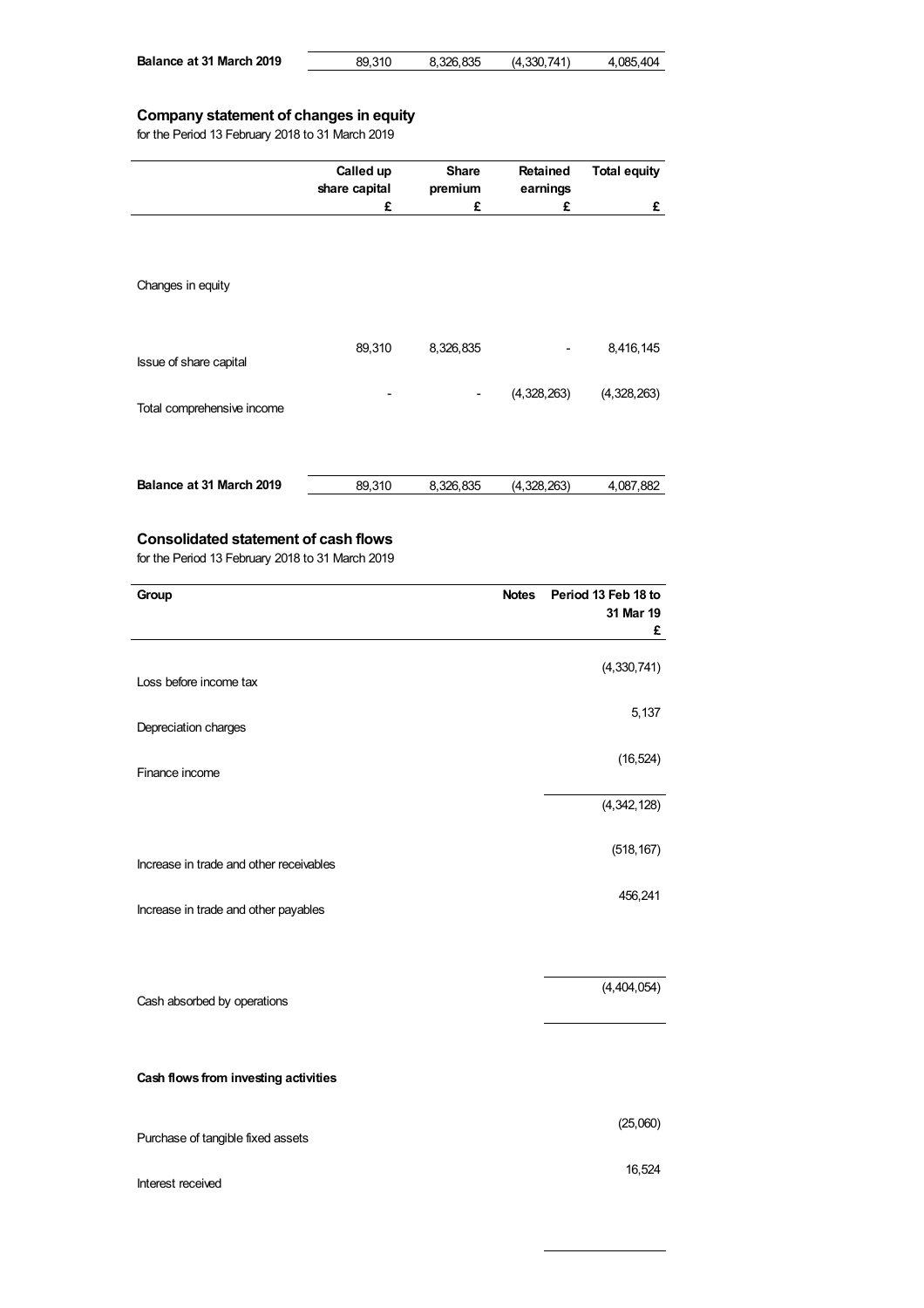| | | | | |
|---|---|---|---|---|
| **Balance at 31 March 2019** | 89,310 | 8,326,835 | (4,330,741) | 4,085,404 |

## Company statement of changes in equity

for the Period 13 February 2018 to 31 March 2019

| | Called up share capital | Share premium | Retained earnings | Total equity |
|---|---|---|---|---|
| | £ | £ | £ | £ |
| Changes in equity | | | | |
| Issue of share capital | 89,310 | 8,326,835 | - | 8,416,145 |
| Total comprehensive income | - | - | (4,328,263) | (4,328,263) |
| **Balance at 31 March 2019** | 89,310 | 8,326,835 | (4,328,263) | 4,087,882 |

## Consolidated statement of cash flows

for the Period 13 February 2018 to 31 March 2019

| Group | Notes | Period 13 Feb 18 to 31 Mar 19 |
|---|---|---|
| | | £ |
| Loss before income tax | | (4,330,741) |
| Depreciation charges | | 5,137 |
| Finance income | | (16,524) |
| | | (4,342,128) |
| Increase in trade and other receivables | | (518,167) |
| Increase in trade and other payables | | 456,241 |
| Cash absorbed by operations | | (4,404,054) |
| **Cash flows from investing activities** | | |
| Purchase of tangible fixed assets | | (25,060) |
| Interest received | | 16,524 |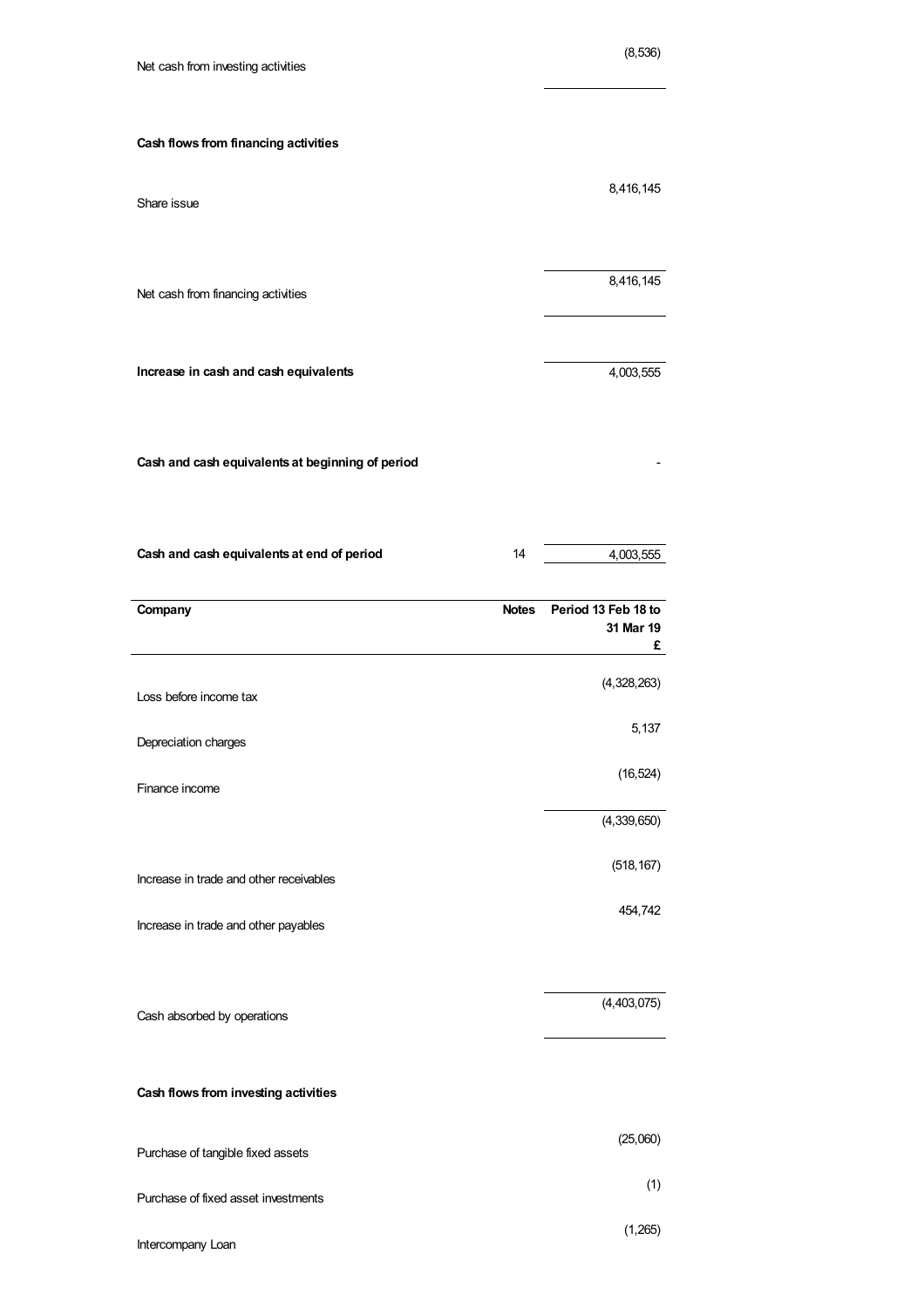| | | |
|---|---|---|
| Net cash from investing activities | | (8,536) |
| **Cash flows from financing activities** | | |
| Share issue | | 8,416,145 |
| Net cash from financing activities | | 8,416,145 |
| **Increase in cash and cash equivalents** | | 4,003,555 |
| **Cash and cash equivalents at beginning of period** | | - |
| **Cash and cash equivalents at end of period** | 14 | 4,003,555 |

| **Company** | **Notes** | **Period 13 Feb 18 to 31 Mar 19** **£** |
|---|---|---|
| Loss before income tax | | (4,328,263) |
| Depreciation charges | | 5,137 |
| Finance income | | (16,524) |
| | | (4,339,650) |
| Increase in trade and other receivables | | (518,167) |
| Increase in trade and other payables | | 454,742 |
| Cash absorbed by operations | | (4,403,075) |
| **Cash flows from investing activities** | | |
| Purchase of tangible fixed assets | | (25,060) |
| Purchase of fixed asset investments | | (1) |
| Intercompany Loan | | (1,265) |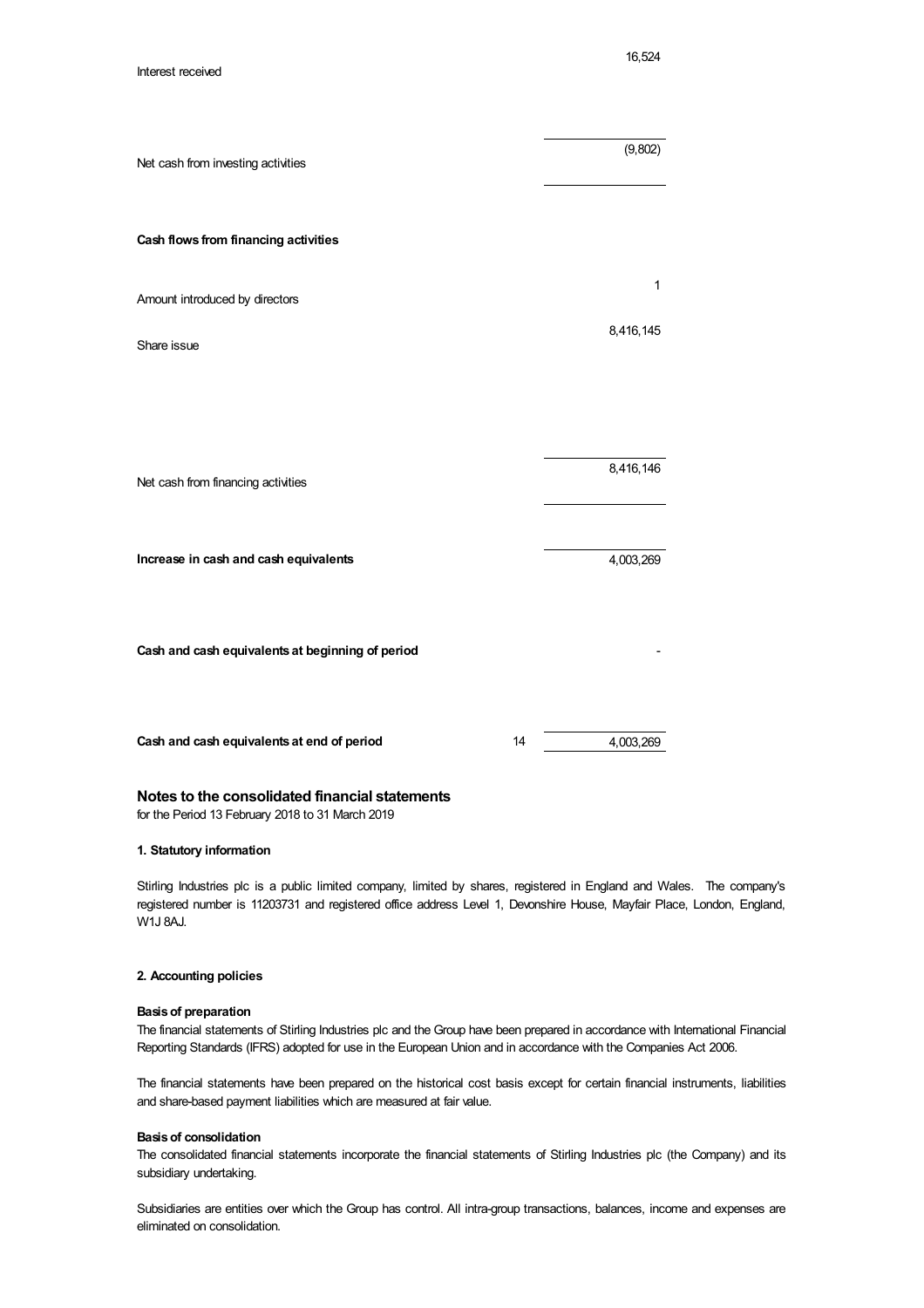| | Notes | |
|---|---|---|
| Interest received | | 16,524 |
| Net cash from investing activities | | (9,802) |
| **Cash flows from financing activities** | | |
| Amount introduced by directors | | 1 |
| Share issue | | 8,416,145 |
| Net cash from financing activities | | 8,416,146 |
| **Increase in cash and cash equivalents** | | 4,003,269 |
| **Cash and cash equivalents at beginning of period** | | - |
| **Cash and cash equivalents at end of period** | 14 | 4,003,269 |

## Notes to the consolidated financial statements

for the Period 13 February 2018 to 31 March 2019

### 1. Statutory information

Stirling Industries plc is a public limited company, limited by shares, registered in England and Wales. The company's registered number is 11203731 and registered office address Level 1, Devonshire House, Mayfair Place, London, England, W1J 8AJ.

### 2. Accounting policies

**Basis of preparation**

The financial statements of Stirling Industries plc and the Group have been prepared in accordance with International Financial Reporting Standards (IFRS) adopted for use in the European Union and in accordance with the Companies Act 2006.

The financial statements have been prepared on the historical cost basis except for certain financial instruments, liabilities and share-based payment liabilities which are measured at fair value.

**Basis of consolidation**

The consolidated financial statements incorporate the financial statements of Stirling Industries plc (the Company) and its subsidiary undertaking.

Subsidiaries are entities over which the Group has control. All intra-group transactions, balances, income and expenses are eliminated on consolidation.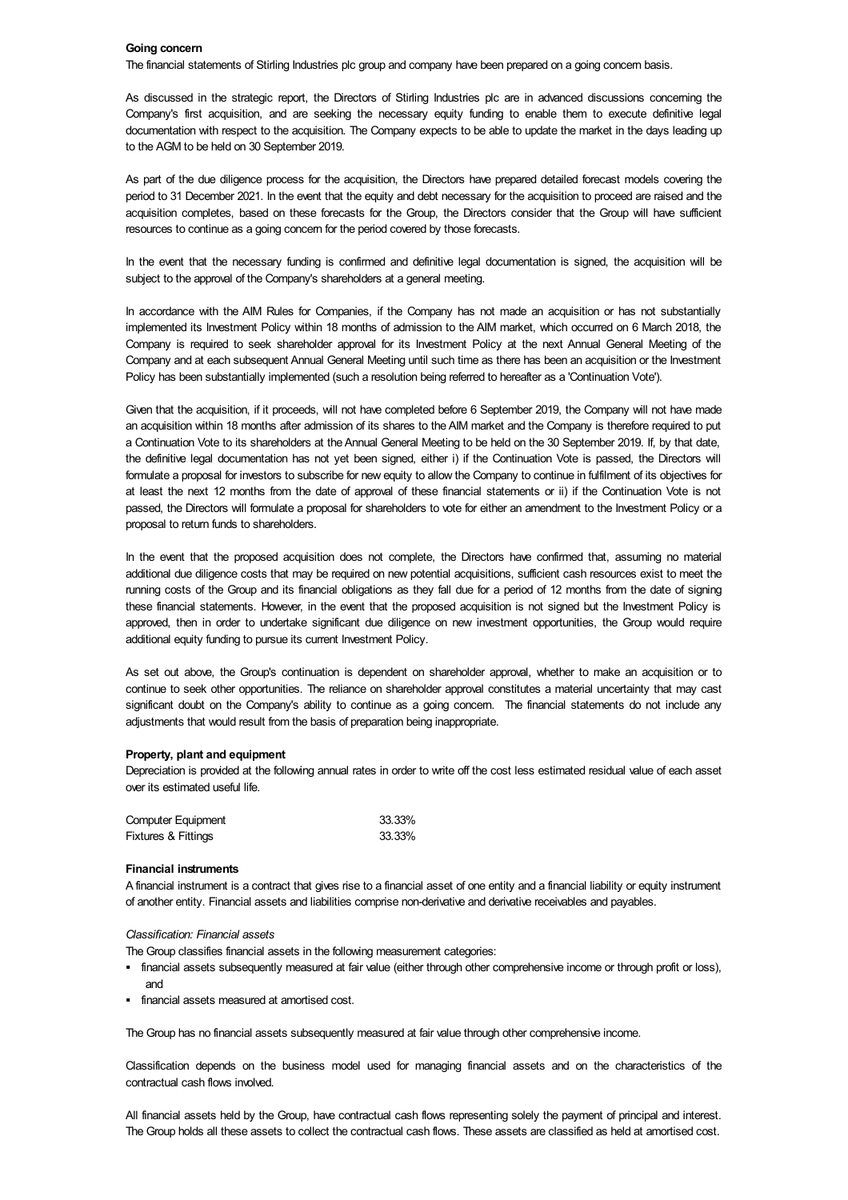**Going concern**

The financial statements of Stirling Industries plc group and company have been prepared on a going concern basis.

As discussed in the strategic report, the Directors of Stirling Industries plc are in advanced discussions concerning the Company's first acquisition, and are seeking the necessary equity funding to enable them to execute definitive legal documentation with respect to the acquisition. The Company expects to be able to update the market in the days leading up to the AGM to be held on 30 September 2019.

As part of the due diligence process for the acquisition, the Directors have prepared detailed forecast models covering the period to 31 December 2021. In the event that the equity and debt necessary for the acquisition to proceed are raised and the acquisition completes, based on these forecasts for the Group, the Directors consider that the Group will have sufficient resources to continue as a going concern for the period covered by those forecasts.

In the event that the necessary funding is confirmed and definitive legal documentation is signed, the acquisition will be subject to the approval of the Company's shareholders at a general meeting.

In accordance with the AIM Rules for Companies, if the Company has not made an acquisition or has not substantially implemented its Investment Policy within 18 months of admission to the AIM market, which occurred on 6 March 2018, the Company is required to seek shareholder approval for its Investment Policy at the next Annual General Meeting of the Company and at each subsequent Annual General Meeting until such time as there has been an acquisition or the Investment Policy has been substantially implemented (such a resolution being referred to hereafter as a 'Continuation Vote').

Given that the acquisition, if it proceeds, will not have completed before 6 September 2019, the Company will not have made an acquisition within 18 months after admission of its shares to the AIM market and the Company is therefore required to put a Continuation Vote to its shareholders at the Annual General Meeting to be held on the 30 September 2019. If, by that date, the definitive legal documentation has not yet been signed, either i) if the Continuation Vote is passed, the Directors will formulate a proposal for investors to subscribe for new equity to allow the Company to continue in fulfilment of its objectives for at least the next 12 months from the date of approval of these financial statements or ii) if the Continuation Vote is not passed, the Directors will formulate a proposal for shareholders to vote for either an amendment to the Investment Policy or a proposal to return funds to shareholders.

In the event that the proposed acquisition does not complete, the Directors have confirmed that, assuming no material additional due diligence costs that may be required on new potential acquisitions, sufficient cash resources exist to meet the running costs of the Group and its financial obligations as they fall due for a period of 12 months from the date of signing these financial statements. However, in the event that the proposed acquisition is not signed but the Investment Policy is approved, then in order to undertake significant due diligence on new investment opportunities, the Group would require additional equity funding to pursue its current Investment Policy.

As set out above, the Group's continuation is dependent on shareholder approval, whether to make an acquisition or to continue to seek other opportunities. The reliance on shareholder approval constitutes a material uncertainty that may cast significant doubt on the Company's ability to continue as a going concern. The financial statements do not include any adjustments that would result from the basis of preparation being inappropriate.

**Property, plant and equipment**

Depreciation is provided at the following annual rates in order to write off the cost less estimated residual value of each asset over its estimated useful life.

| | |
|---|---|
| Computer Equipment | 33.33% |
| Fixtures & Fittings | 33.33% |

**Financial instruments**

A financial instrument is a contract that gives rise to a financial asset of one entity and a financial liability or equity instrument of another entity. Financial assets and liabilities comprise non-derivative and derivative receivables and payables.

*Classification: Financial assets*

The Group classifies financial assets in the following measurement categories:

- financial assets subsequently measured at fair value (either through other comprehensive income or through profit or loss), and
- financial assets measured at amortised cost.

The Group has no financial assets subsequently measured at fair value through other comprehensive income.

Classification depends on the business model used for managing financial assets and on the characteristics of the contractual cash flows involved.

All financial assets held by the Group, have contractual cash flows representing solely the payment of principal and interest. The Group holds all these assets to collect the contractual cash flows. These assets are classified as held at amortised cost.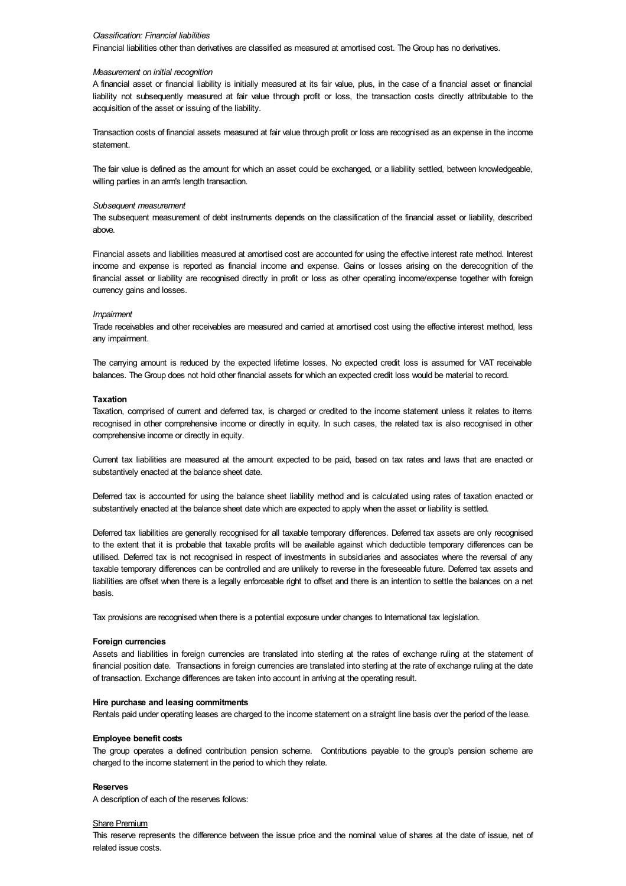*Classification: Financial liabilities*

Financial liabilities other than derivatives are classified as measured at amortised cost. The Group has no derivatives.

*Measurement on initial recognition*

A financial asset or financial liability is initially measured at its fair value, plus, in the case of a financial asset or financial liability not subsequently measured at fair value through profit or loss, the transaction costs directly attributable to the acquisition of the asset or issuing of the liability.

Transaction costs of financial assets measured at fair value through profit or loss are recognised as an expense in the income statement.

The fair value is defined as the amount for which an asset could be exchanged, or a liability settled, between knowledgeable, willing parties in an arm's length transaction.

*Subsequent measurement*

The subsequent measurement of debt instruments depends on the classification of the financial asset or liability, described above.

Financial assets and liabilities measured at amortised cost are accounted for using the effective interest rate method. Interest income and expense is reported as financial income and expense. Gains or losses arising on the derecognition of the financial asset or liability are recognised directly in profit or loss as other operating income/expense together with foreign currency gains and losses.

*Impairment*

Trade receivables and other receivables are measured and carried at amortised cost using the effective interest method, less any impairment.

The carrying amount is reduced by the expected lifetime losses. No expected credit loss is assumed for VAT receivable balances. The Group does not hold other financial assets for which an expected credit loss would be material to record.

**Taxation**

Taxation, comprised of current and deferred tax, is charged or credited to the income statement unless it relates to items recognised in other comprehensive income or directly in equity. In such cases, the related tax is also recognised in other comprehensive income or directly in equity.

Current tax liabilities are measured at the amount expected to be paid, based on tax rates and laws that are enacted or substantively enacted at the balance sheet date.

Deferred tax is accounted for using the balance sheet liability method and is calculated using rates of taxation enacted or substantively enacted at the balance sheet date which are expected to apply when the asset or liability is settled.

Deferred tax liabilities are generally recognised for all taxable temporary differences. Deferred tax assets are only recognised to the extent that it is probable that taxable profits will be available against which deductible temporary differences can be utilised. Deferred tax is not recognised in respect of investments in subsidiaries and associates where the reversal of any taxable temporary differences can be controlled and are unlikely to reverse in the foreseeable future. Deferred tax assets and liabilities are offset when there is a legally enforceable right to offset and there is an intention to settle the balances on a net basis.

Tax provisions are recognised when there is a potential exposure under changes to International tax legislation.

**Foreign currencies**

Assets and liabilities in foreign currencies are translated into sterling at the rates of exchange ruling at the statement of financial position date. Transactions in foreign currencies are translated into sterling at the rate of exchange ruling at the date of transaction. Exchange differences are taken into account in arriving at the operating result.

**Hire purchase and leasing commitments**

Rentals paid under operating leases are charged to the income statement on a straight line basis over the period of the lease.

**Employee benefit costs**

The group operates a defined contribution pension scheme. Contributions payable to the group's pension scheme are charged to the income statement in the period to which they relate.

**Reserves**

A description of each of the reserves follows:

Share Premium

This reserve represents the difference between the issue price and the nominal value of shares at the date of issue, net of related issue costs.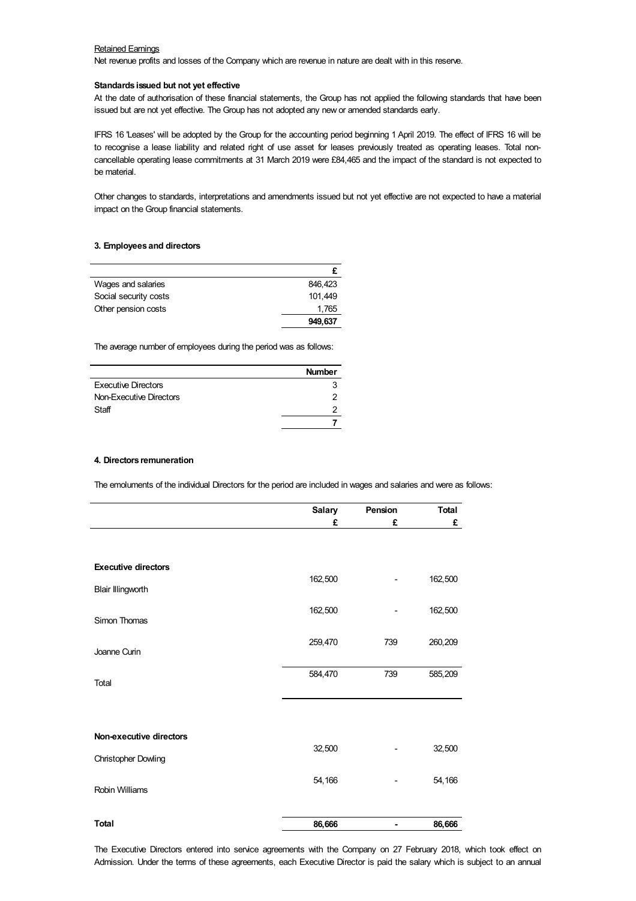Retained Earnings

Net revenue profits and losses of the Company which are revenue in nature are dealt with in this reserve.

**Standards issued but not yet effective**

At the date of authorisation of these financial statements, the Group has not applied the following standards that have been issued but are not yet effective. The Group has not adopted any new or amended standards early.

IFRS 16 'Leases' will be adopted by the Group for the accounting period beginning 1 April 2019. The effect of IFRS 16 will be to recognise a lease liability and related right of use asset for leases previously treated as operating leases. Total non-cancellable operating lease commitments at 31 March 2019 were £84,465 and the impact of the standard is not expected to be material.

Other changes to standards, interpretations and amendments issued but not yet effective are not expected to have a material impact on the Group financial statements.

### 3. Employees and directors

| | £ |
|---|---|
| Wages and salaries | 846,423 |
| Social security costs | 101,449 |
| Other pension costs | 1,765 |
| | **949,637** |

The average number of employees during the period was as follows:

| | Number |
|---|---|
| Executive Directors | 3 |
| Non-Executive Directors | 2 |
| Staff | 2 |
| | **7** |

### 4. Directors remuneration

The emoluments of the individual Directors for the period are included in wages and salaries and were as follows:

| | Salary £ | Pension £ | Total £ |
|---|---|---|---|
| **Executive directors** | | | |
| Blair Illingworth | 162,500 | - | 162,500 |
| Simon Thomas | 162,500 | - | 162,500 |
| Joanne Curin | 259,470 | 739 | 260,209 |
| Total | 584,470 | 739 | 585,209 |
| **Non-executive directors** | | | |
| Christopher Dowling | 32,500 | - | 32,500 |
| Robin Williams | 54,166 | - | 54,166 |
| **Total** | **86,666** | **-** | **86,666** |

The Executive Directors entered into service agreements with the Company on 27 February 2018, which took effect on Admission. Under the terms of these agreements, each Executive Director is paid the salary which is subject to an annual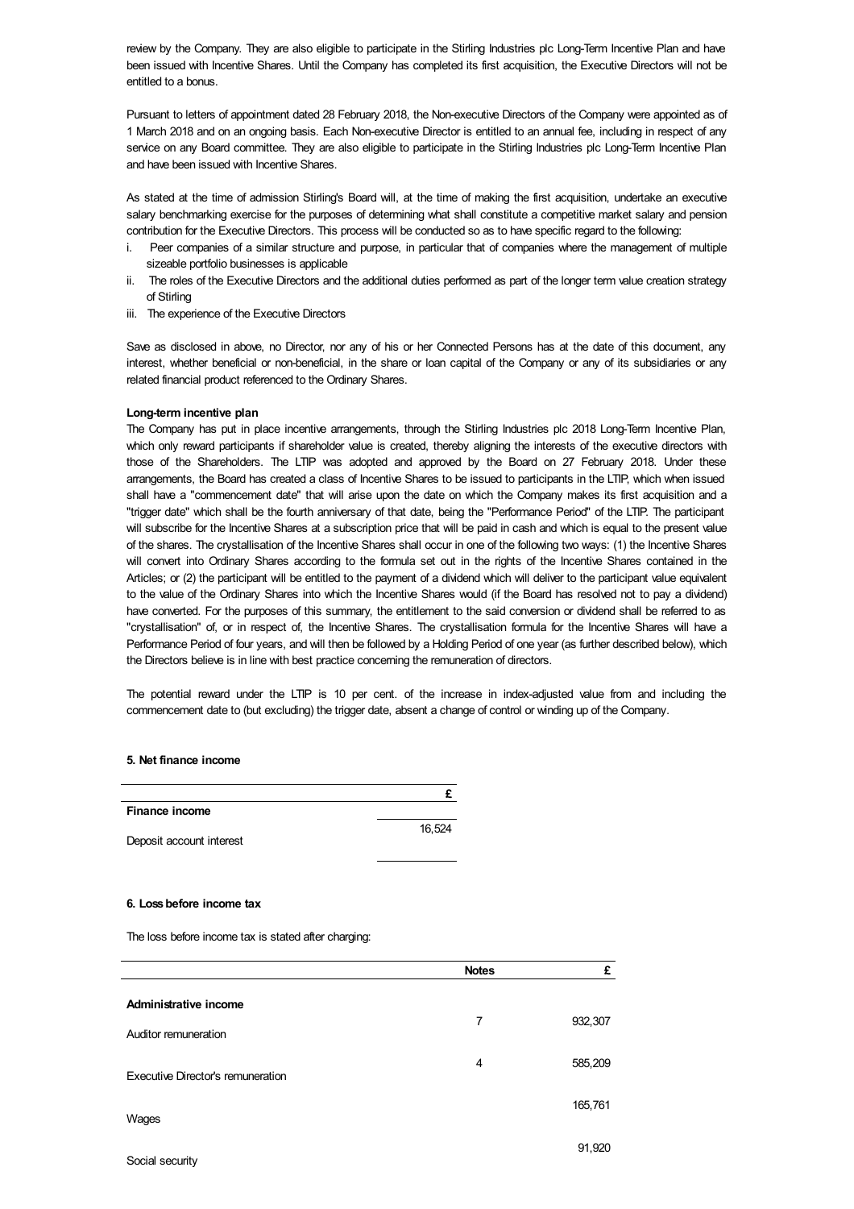review by the Company. They are also eligible to participate in the Stirling Industries plc Long-Term Incentive Plan and have been issued with Incentive Shares. Until the Company has completed its first acquisition, the Executive Directors will not be entitled to a bonus.

Pursuant to letters of appointment dated 28 February 2018, the Non-executive Directors of the Company were appointed as of 1 March 2018 and on an ongoing basis. Each Non-executive Director is entitled to an annual fee, including in respect of any service on any Board committee. They are also eligible to participate in the Stirling Industries plc Long-Term Incentive Plan and have been issued with Incentive Shares.

As stated at the time of admission Stirling's Board will, at the time of making the first acquisition, undertake an executive salary benchmarking exercise for the purposes of determining what shall constitute a competitive market salary and pension contribution for the Executive Directors. This process will be conducted so as to have specific regard to the following:

i. Peer companies of a similar structure and purpose, in particular that of companies where the management of multiple sizeable portfolio businesses is applicable
ii. The roles of the Executive Directors and the additional duties performed as part of the longer term value creation strategy of Stirling
iii. The experience of the Executive Directors

Save as disclosed in above, no Director, nor any of his or her Connected Persons has at the date of this document, any interest, whether beneficial or non-beneficial, in the share or loan capital of the Company or any of its subsidiaries or any related financial product referenced to the Ordinary Shares.

**Long-term incentive plan**

The Company has put in place incentive arrangements, through the Stirling Industries plc 2018 Long-Term Incentive Plan, which only reward participants if shareholder value is created, thereby aligning the interests of the executive directors with those of the Shareholders. The LTIP was adopted and approved by the Board on 27 February 2018. Under these arrangements, the Board has created a class of Incentive Shares to be issued to participants in the LTIP, which when issued shall have a "commencement date" that will arise upon the date on which the Company makes its first acquisition and a "trigger date" which shall be the fourth anniversary of that date, being the "Performance Period" of the LTIP. The participant will subscribe for the Incentive Shares at a subscription price that will be paid in cash and which is equal to the present value of the shares. The crystallisation of the Incentive Shares shall occur in one of the following two ways: (1) the Incentive Shares will convert into Ordinary Shares according to the formula set out in the rights of the Incentive Shares contained in the Articles; or (2) the participant will be entitled to the payment of a dividend which will deliver to the participant value equivalent to the value of the Ordinary Shares into which the Incentive Shares would (if the Board has resolved not to pay a dividend) have converted. For the purposes of this summary, the entitlement to the said conversion or dividend shall be referred to as "crystallisation" of, or in respect of, the Incentive Shares. The crystallisation formula for the Incentive Shares will have a Performance Period of four years, and will then be followed by a Holding Period of one year (as further described below), which the Directors believe is in line with best practice concerning the remuneration of directors.

The potential reward under the LTIP is 10 per cent. of the increase in index-adjusted value from and including the commencement date to (but excluding) the trigger date, absent a change of control or winding up of the Company.

**5. Net finance income**

| | £ |
|---|---|
| **Finance income** | |
| Deposit account interest | 16,524 |

**6. Loss before income tax**

The loss before income tax is stated after charging:

| | Notes | £ |
|---|---|---|
| **Administrative income** | | |
| Auditor remuneration | 7 | 932,307 |
| Executive Director's remuneration | 4 | 585,209 |
| Wages | | 165,761 |
| Social security | | 91,920 |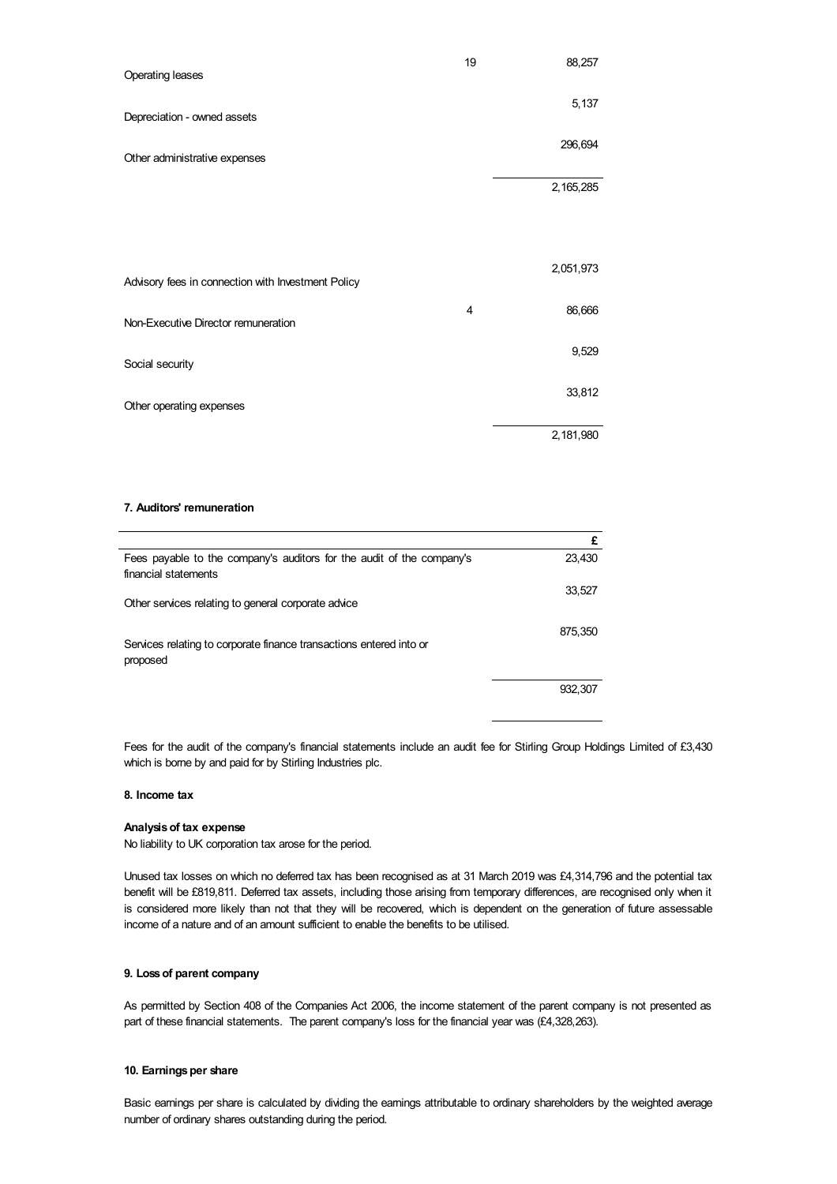| | | |
|---|---|---|
| Operating leases | 19 | 88,257 |
| Depreciation - owned assets | | 5,137 |
| Other administrative expenses | | 296,694 |
| | | 2,165,285 |

| | | |
|---|---|---|
| Advisory fees in connection with Investment Policy | | 2,051,973 |
| Non-Executive Director remuneration | 4 | 86,666 |
| Social security | | 9,529 |
| Other operating expenses | | 33,812 |
| | | 2,181,980 |

**7. Auditors' remuneration**

| | £ |
|---|---|
| Fees payable to the company's auditors for the audit of the company's financial statements | 23,430 |
| Other services relating to general corporate advice | 33,527 |
| Services relating to corporate finance transactions entered into or proposed | 875,350 |
| | 932,307 |

Fees for the audit of the company's financial statements include an audit fee for Stirling Group Holdings Limited of £3,430 which is borne by and paid for by Stirling Industries plc.

**8. Income tax**

**Analysis of tax expense**

No liability to UK corporation tax arose for the period.

Unused tax losses on which no deferred tax has been recognised as at 31 March 2019 was £4,314,796 and the potential tax benefit will be £819,811. Deferred tax assets, including those arising from temporary differences, are recognised only when it is considered more likely than not that they will be recovered, which is dependent on the generation of future assessable income of a nature and of an amount sufficient to enable the benefits to be utilised.

**9. Loss of parent company**

As permitted by Section 408 of the Companies Act 2006, the income statement of the parent company is not presented as part of these financial statements. The parent company's loss for the financial year was (£4,328,263).

**10. Earnings per share**

Basic earnings per share is calculated by dividing the earnings attributable to ordinary shareholders by the weighted average number of ordinary shares outstanding during the period.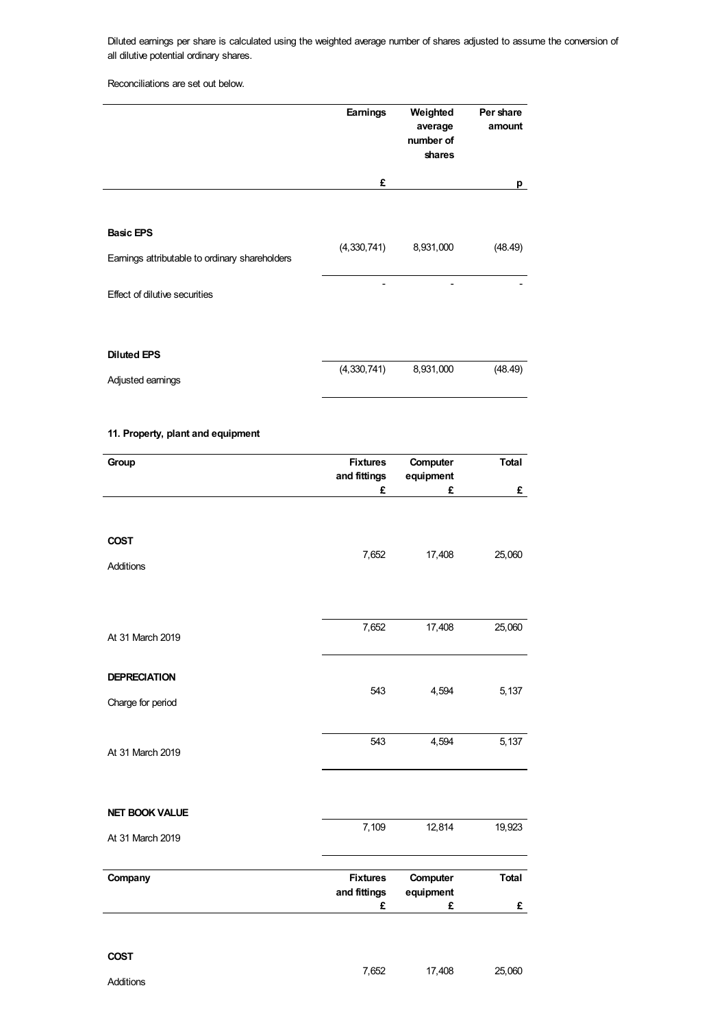Diluted earnings per share is calculated using the weighted average number of shares adjusted to assume the conversion of all dilutive potential ordinary shares.

Reconciliations are set out below.

| | Earnings | Weighted average number of shares | Per share amount |
|---|---|---|---|
| | £ | | p |
| **Basic EPS** | | | |
| Earnings attributable to ordinary shareholders | (4,330,741) | 8,931,000 | (48.49) |
| Effect of dilutive securities | - | - | - |
| **Diluted EPS** | | | |
| Adjusted earnings | (4,330,741) | 8,931,000 | (48.49) |

### 11. Property, plant and equipment

| Group | Fixtures and fittings | Computer equipment | Total |
|---|---|---|---|
| | £ | £ | £ |
| **COST** | | | |
| Additions | 7,652 | 17,408 | 25,060 |
| At 31 March 2019 | 7,652 | 17,408 | 25,060 |
| **DEPRECIATION** | | | |
| Charge for period | 543 | 4,594 | 5,137 |
| At 31 March 2019 | 543 | 4,594 | 5,137 |
| **NET BOOK VALUE** | | | |
| At 31 March 2019 | 7,109 | 12,814 | 19,923 |

| Company | Fixtures and fittings | Computer equipment | Total |
|---|---|---|---|
| | £ | £ | £ |
| **COST** | | | |
| Additions | 7,652 | 17,408 | 25,060 |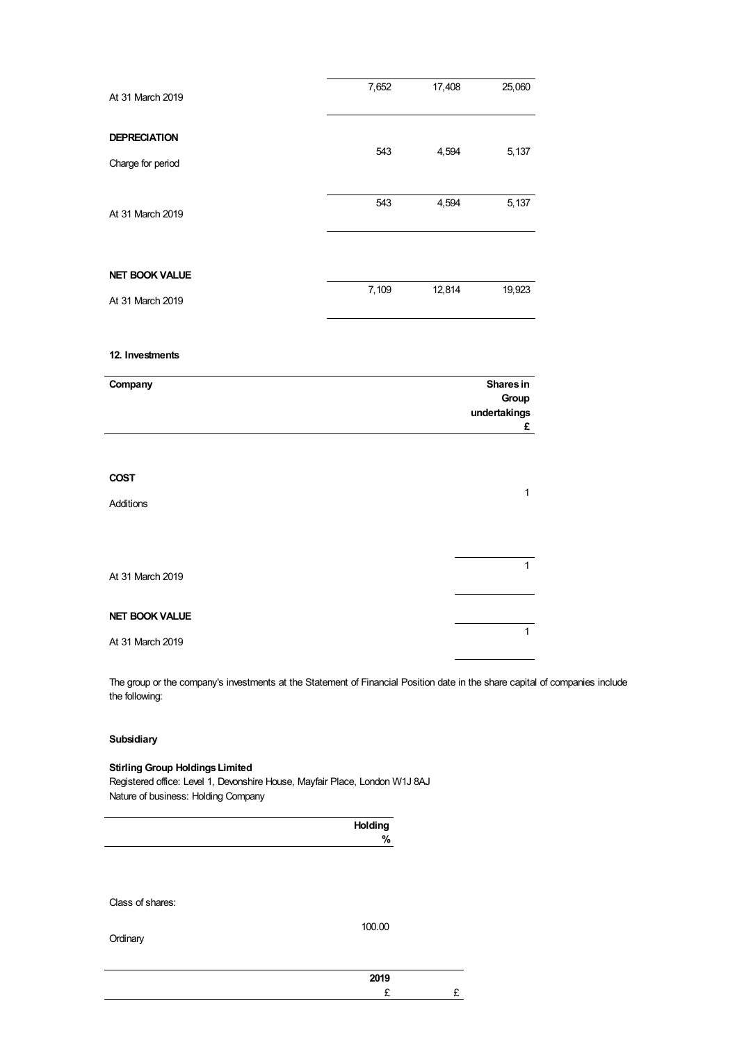| | | | |
|---|---|---|---|
| At 31 March 2019 | 7,652 | 17,408 | 25,060 |
| **DEPRECIATION** | | | |
| Charge for period | 543 | 4,594 | 5,137 |
| At 31 March 2019 | 543 | 4,594 | 5,137 |
| **NET BOOK VALUE** | | | |
| At 31 March 2019 | 7,109 | 12,814 | 19,923 |

**12. Investments**

| **Company** | **Shares in Group undertakings £** |
|---|---|
| **COST** | |
| Additions | 1 |
| At 31 March 2019 | 1 |
| **NET BOOK VALUE** | |
| At 31 March 2019 | 1 |

The group or the company's investments at the Statement of Financial Position date in the share capital of companies include the following:

**Subsidiary**

**Stirling Group Holdings Limited**
Registered office: Level 1, Devonshire House, Mayfair Place, London W1J 8AJ
Nature of business: Holding Company

| | **Holding %** |
|---|---|
| Class of shares: | |
| Ordinary | 100.00 |

| | **2019** £ | £ |
|---|---|---|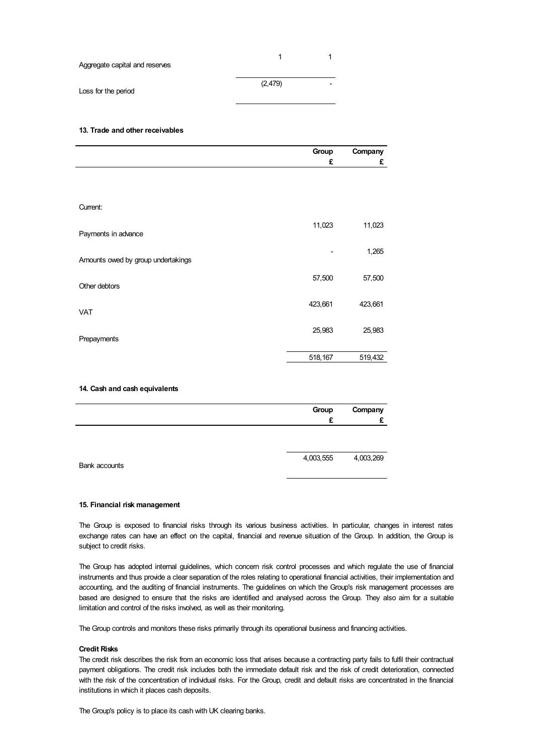| | | |
|---|---|---|
| Aggregate capital and reserves | 1 | 1 |
| Loss for the period | (2,479) | - |

**13. Trade and other receivables**

| | Group £ | Company £ |
|---|---|---|
| Current: | | |
| Payments in advance | 11,023 | 11,023 |
| Amounts owed by group undertakings | - | 1,265 |
| Other debtors | 57,500 | 57,500 |
| VAT | 423,661 | 423,661 |
| Prepayments | 25,983 | 25,983 |
| | 518,167 | 519,432 |

**14. Cash and cash equivalents**

| | Group £ | Company £ |
|---|---|---|
| Bank accounts | 4,003,555 | 4,003,269 |

**15. Financial risk management**

The Group is exposed to financial risks through its various business activities. In particular, changes in interest rates exchange rates can have an effect on the capital, financial and revenue situation of the Group. In addition, the Group is subject to credit risks.

The Group has adopted internal guidelines, which concern risk control processes and which regulate the use of financial instruments and thus provide a clear separation of the roles relating to operational financial activities, their implementation and accounting, and the auditing of financial instruments. The guidelines on which the Group's risk management processes are based are designed to ensure that the risks are identified and analysed across the Group. They also aim for a suitable limitation and control of the risks involved, as well as their monitoring.

The Group controls and monitors these risks primarily through its operational business and financing activities.

**Credit Risks**

The credit risk describes the risk from an economic loss that arises because a contracting party fails to fulfil their contractual payment obligations. The credit risk includes both the immediate default risk and the risk of credit deterioration, connected with the risk of the concentration of individual risks. For the Group, credit and default risks are concentrated in the financial institutions in which it places cash deposits.

The Group's policy is to place its cash with UK clearing banks.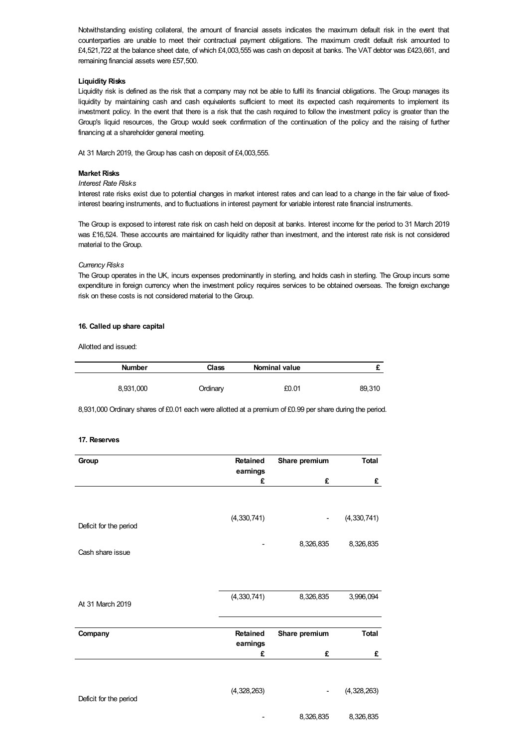Notwithstanding existing collateral, the amount of financial assets indicates the maximum default risk in the event that counterparties are unable to meet their contractual payment obligations. The maximum credit default risk amounted to £4,521,722 at the balance sheet date, of which £4,003,555 was cash on deposit at banks. The VAT debtor was £423,661, and remaining financial assets were £57,500.

**Liquidity Risks**

Liquidity risk is defined as the risk that a company may not be able to fulfil its financial obligations. The Group manages its liquidity by maintaining cash and cash equivalents sufficient to meet its expected cash requirements to implement its investment policy. In the event that there is a risk that the cash required to follow the investment policy is greater than the Group's liquid resources, the Group would seek confirmation of the continuation of the policy and the raising of further financing at a shareholder general meeting.

At 31 March 2019, the Group has cash on deposit of £4,003,555.

**Market Risks**

*Interest Rate Risks*

Interest rate risks exist due to potential changes in market interest rates and can lead to a change in the fair value of fixed-interest bearing instruments, and to fluctuations in interest payment for variable interest rate financial instruments.

The Group is exposed to interest rate risk on cash held on deposit at banks. Interest income for the period to 31 March 2019 was £16,524. These accounts are maintained for liquidity rather than investment, and the interest rate risk is not considered material to the Group.

*Currency Risks*

The Group operates in the UK, incurs expenses predominantly in sterling, and holds cash in sterling. The Group incurs some expenditure in foreign currency when the investment policy requires services to be obtained overseas. The foreign exchange risk on these costs is not considered material to the Group.

### 16. Called up share capital

Allotted and issued:

| Number | Class | Nominal value | £ |
|---|---|---|---|
| 8,931,000 | Ordinary | £0.01 | 89,310 |

8,931,000 Ordinary shares of £0.01 each were allotted at a premium of £0.99 per share during the period.

### 17. Reserves

| Group | Retained earnings | Share premium | Total |
|---|---|---|---|
| | £ | £ | £ |
| Deficit for the period | (4,330,741) | - | (4,330,741) |
| Cash share issue | - | 8,326,835 | 8,326,835 |
| At 31 March 2019 | (4,330,741) | 8,326,835 | 3,996,094 |

| Company | Retained earnings | Share premium | Total |
|---|---|---|---|
| | £ | £ | £ |
| Deficit for the period | (4,328,263) | - | (4,328,263) |
| | - | 8,326,835 | 8,326,835 |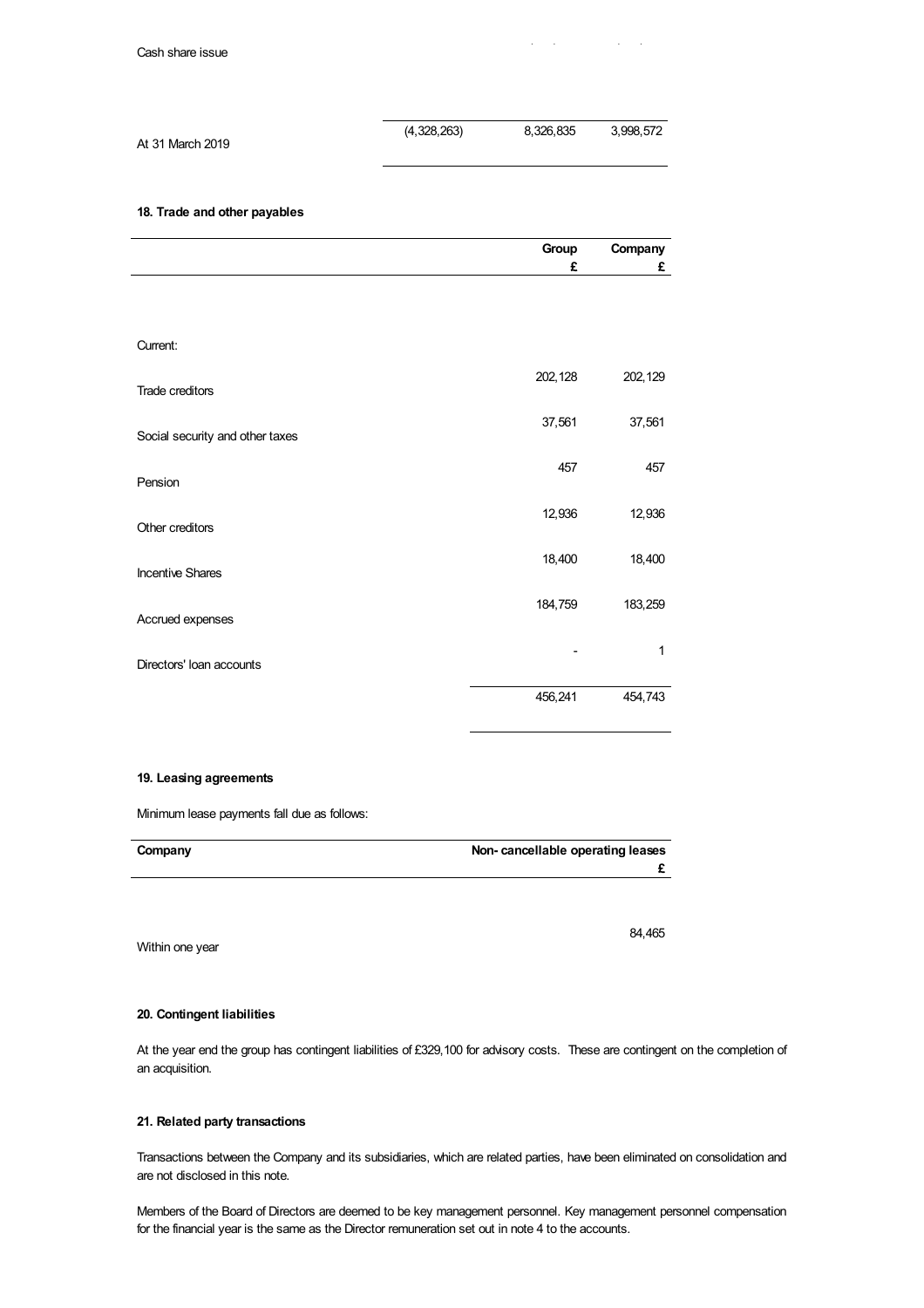| | | | |
|---|---|---|---|
| Cash share issue | | | |
| At 31 March 2019 | (4,328,263) | 8,326,835 | 3,998,572 |

**18. Trade and other payables**

| | Group £ | Company £ |
|---|---|---|
| Current: | | |
| Trade creditors | 202,128 | 202,129 |
| Social security and other taxes | 37,561 | 37,561 |
| Pension | 457 | 457 |
| Other creditors | 12,936 | 12,936 |
| Incentive Shares | 18,400 | 18,400 |
| Accrued expenses | 184,759 | 183,259 |
| Directors' loan accounts | - | 1 |
| | 456,241 | 454,743 |

**19. Leasing agreements**

Minimum lease payments fall due as follows:

| Company | Non- cancellable operating leases £ |
|---|---|
| Within one year | 84,465 |

**20. Contingent liabilities**

At the year end the group has contingent liabilities of £329,100 for advisory costs. These are contingent on the completion of an acquisition.

**21. Related party transactions**

Transactions between the Company and its subsidiaries, which are related parties, have been eliminated on consolidation and are not disclosed in this note.

Members of the Board of Directors are deemed to be key management personnel. Key management personnel compensation for the financial year is the same as the Director remuneration set out in note 4 to the accounts.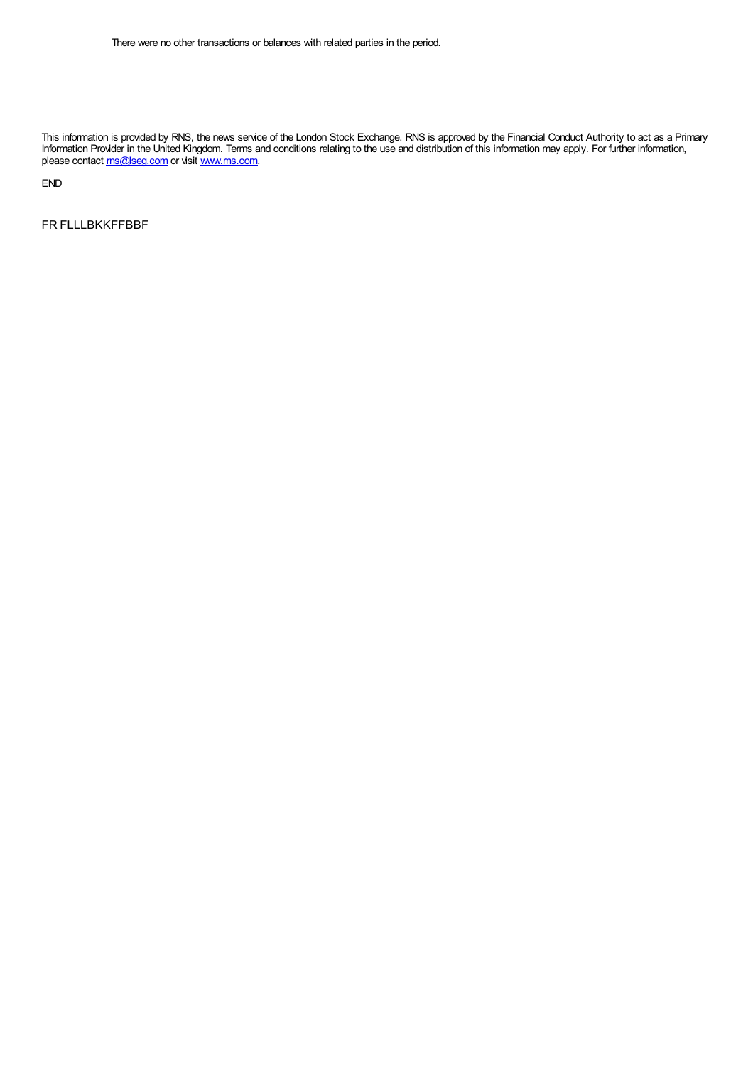There were no other transactions or balances with related parties in the period.

This information is provided by RNS, the news service of the London Stock Exchange. RNS is approved by the Financial Conduct Authority to act as a Primary Information Provider in the United Kingdom. Terms and conditions relating to the use and distribution of this information may apply. For further information, please contact rns@lseg.com or visit www.rns.com.

END

FR FLLLBKKFFBBF